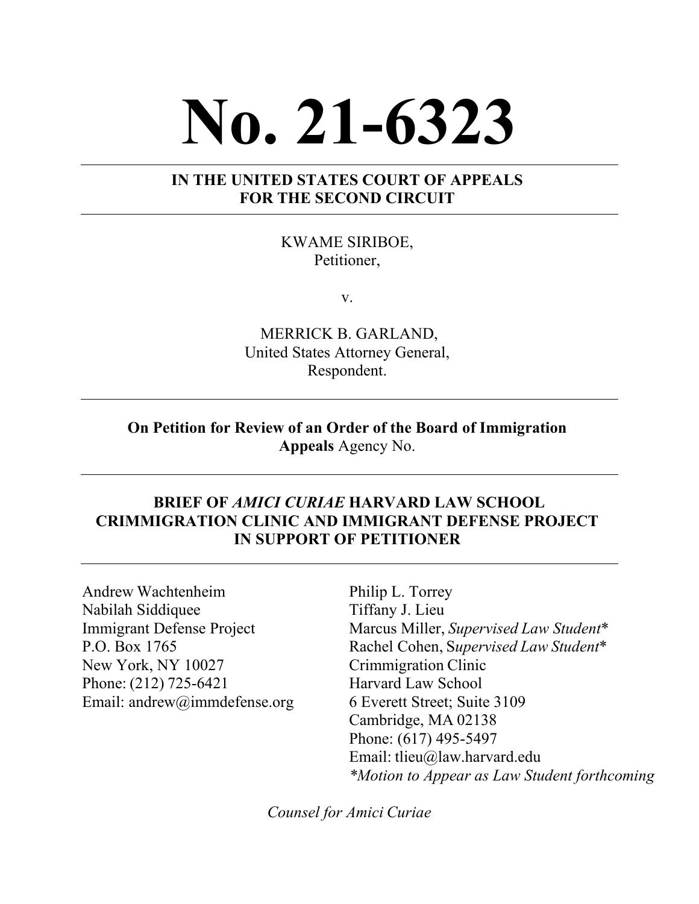# No. 21-6323

**IN THE UNITED STATES COURT OF APPEALS FOR THE SECOND CIRCUIT**

KWAME SIRIBOE,
Petitioner,

v.

MERRICK B. GARLAND,
United States Attorney General,
Respondent.

**On Petition for Review of an Order of the Board of Immigration Appeals** Agency No.

**BRIEF OF *AMICI CURIAE* HARVARD LAW SCHOOL CRIMMIGRATION CLINIC AND IMMIGRANT DEFENSE PROJECT IN SUPPORT OF PETITIONER**

Andrew Wachtenheim
Nabilah Siddiquee
Immigrant Defense Project
P.O. Box 1765
New York, NY 10027
Phone: (212) 725-6421
Email: andrew@immdefense.org

Philip L. Torrey
Tiffany J. Lieu
Marcus Miller, *Supervised Law Student**
Rachel Cohen, S*upervised Law Student**
Crimmigration Clinic
Harvard Law School
6 Everett Street; Suite 3109
Cambridge, MA 02138
Phone: (617) 495-5497
Email: tlieu@law.harvard.edu
**Motion to Appear as Law Student forthcoming*

*Counsel for Amici Curiae*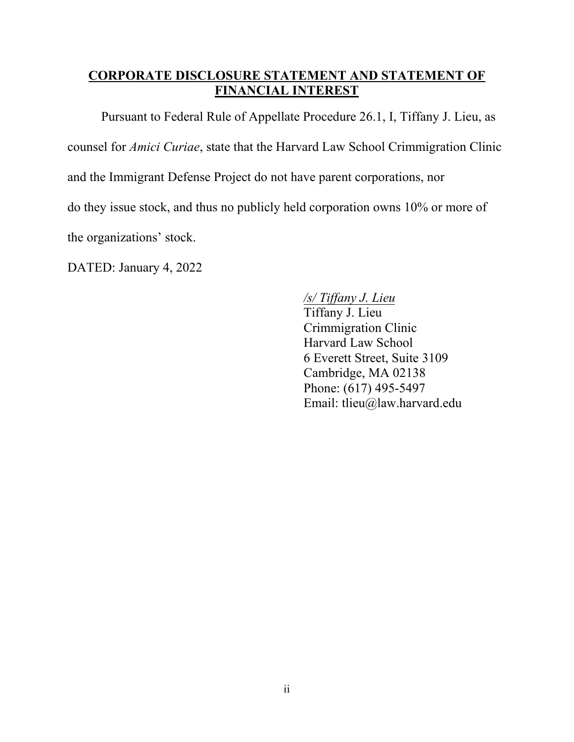## CORPORATE DISCLOSURE STATEMENT AND STATEMENT OF FINANCIAL INTEREST

Pursuant to Federal Rule of Appellate Procedure 26.1, I, Tiffany J. Lieu, as counsel for *Amici Curiae*, state that the Harvard Law School Crimmigration Clinic and the Immigrant Defense Project do not have parent corporations, nor do they issue stock, and thus no publicly held corporation owns 10% or more of the organizations' stock.

DATED: January 4, 2022

*/s/ Tiffany J. Lieu*
Tiffany J. Lieu
Crimmigration Clinic
Harvard Law School
6 Everett Street, Suite 3109
Cambridge, MA 02138
Phone: (617) 495-5497
Email: tlieu@law.harvard.edu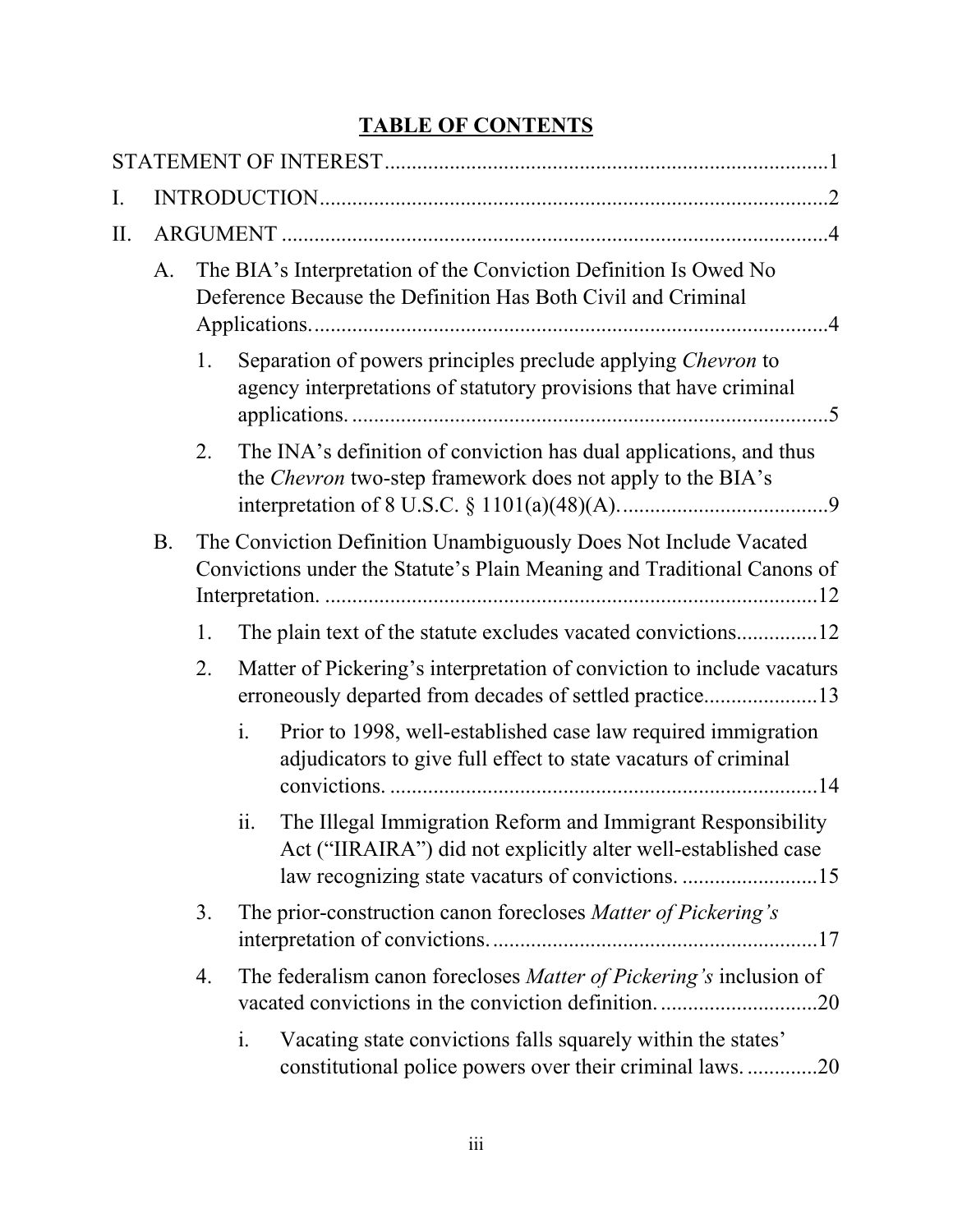# TABLE OF CONTENTS

STATEMENT OF INTEREST ................................................................................ 1

I. INTRODUCTION ............................................................................................ 2

II. ARGUMENT ................................................................................................... 4

- A. The BIA's Interpretation of the Conviction Definition Is Owed No Deference Because the Definition Has Both Civil and Criminal Applications. ............................................................................................ 4
  - 1. Separation of powers principles preclude applying *Chevron* to agency interpretations of statutory provisions that have criminal applications. ...................................................................................... 5
  - 2. The INA's definition of conviction has dual applications, and thus the *Chevron* two-step framework does not apply to the BIA's interpretation of 8 U.S.C. § 1101(a)(48)(A). ..................................... 9
- B. The Conviction Definition Unambiguously Does Not Include Vacated Convictions under the Statute's Plain Meaning and Traditional Canons of Interpretation. ......................................................................................... 12
  - 1. The plain text of the statute excludes vacated convictions .............. 12
  - 2. Matter of Pickering's interpretation of conviction to include vacaturs erroneously departed from decades of settled practice .................... 13
    - i. Prior to 1998, well-established case law required immigration adjudicators to give full effect to state vacaturs of criminal convictions. ............................................................................... 14
    - ii. The Illegal Immigration Reform and Immigrant Responsibility Act ("IIRAIRA") did not explicitly alter well-established case law recognizing state vacaturs of convictions. ......................... 15
  - 3. The prior-construction canon forecloses *Matter of Pickering's* interpretation of convictions. ........................................................... 17
  - 4. The federalism canon forecloses *Matter of Pickering's* inclusion of vacated convictions in the conviction definition. ............................ 20
    - i. Vacating state convictions falls squarely within the states' constitutional police powers over their criminal laws. ............. 20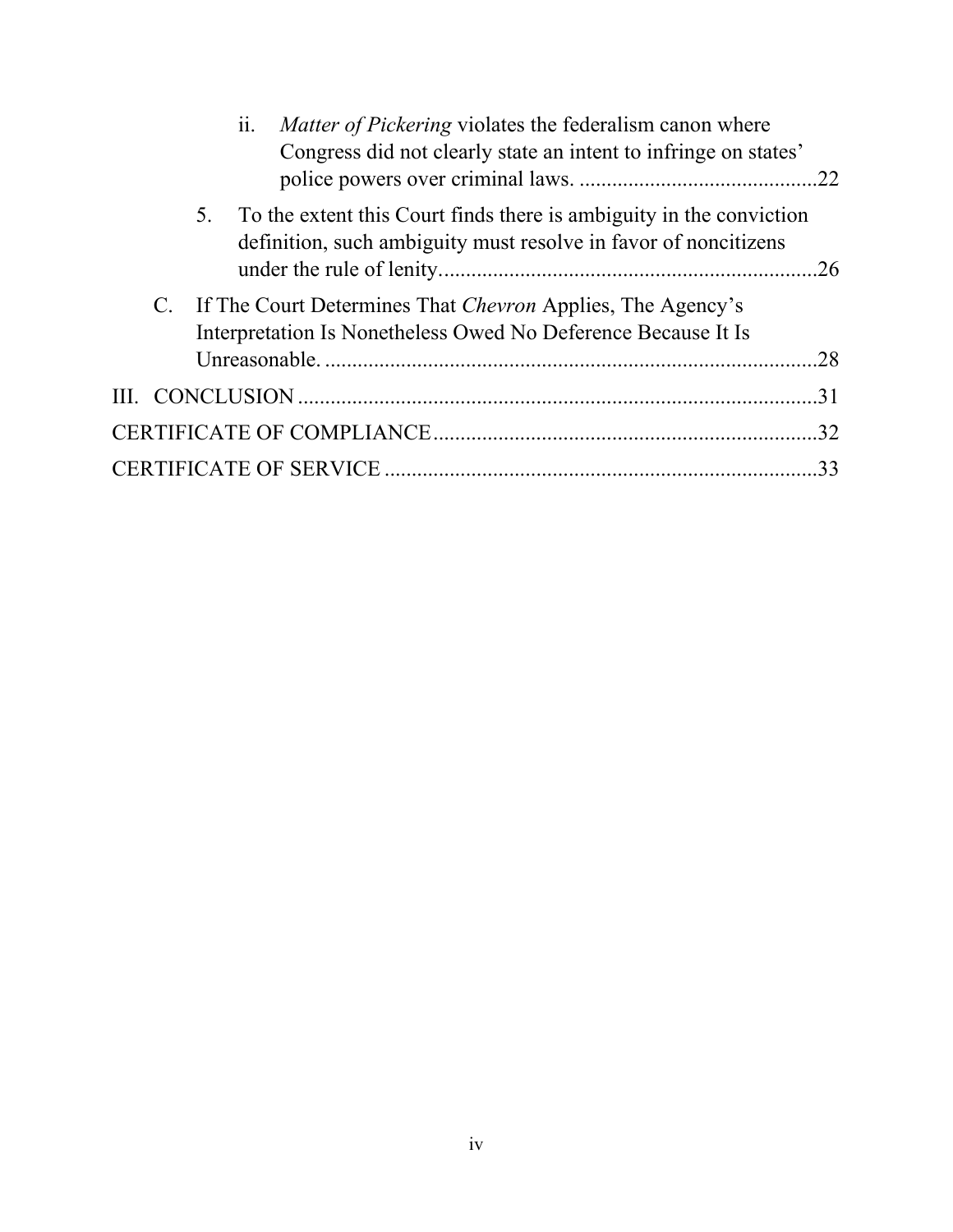ii. *Matter of Pickering* violates the federalism canon where Congress did not clearly state an intent to infringe on states' police powers over criminal laws. ............................................22

5. To the extent this Court finds there is ambiguity in the conviction definition, such ambiguity must resolve in favor of noncitizens under the rule of lenity......................................................................26

C. If The Court Determines That *Chevron* Applies, The Agency's Interpretation Is Nonetheless Owed No Deference Because It Is Unreasonable. ..........................................................................................28

III. CONCLUSION ................................................................................................31

CERTIFICATE OF COMPLIANCE.......................................................................32

CERTIFICATE OF SERVICE ...............................................................................33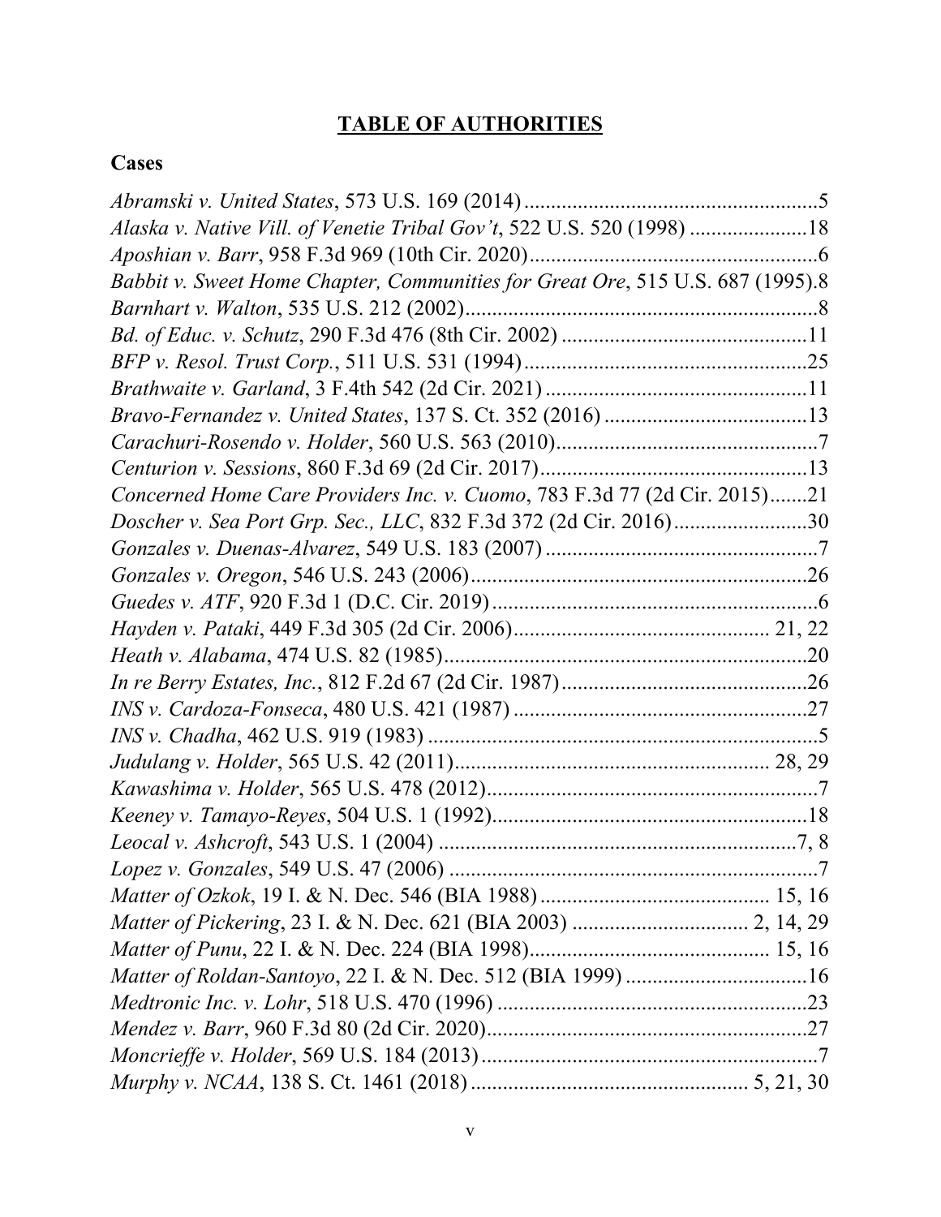## TABLE OF AUTHORITIES

### Cases

*Abramski v. United States*, 573 U.S. 169 (2014) ........................................................5

*Alaska v. Native Vill. of Venetie Tribal Gov't*, 522 U.S. 520 (1998) ......................18

*Aposhian v. Barr*, 958 F.3d 969 (10th Cir. 2020)......................................................6

*Babbit v. Sweet Home Chapter, Communities for Great Ore*, 515 U.S. 687 (1995).8

*Barnhart v. Walton*, 535 U.S. 212 (2002)..................................................................8

*Bd. of Educ. v. Schutz*, 290 F.3d 476 (8th Cir. 2002) ..............................................11

*BFP v. Resol. Trust Corp.*, 511 U.S. 531 (1994)......................................................25

*Brathwaite v. Garland*, 3 F.4th 542 (2d Cir. 2021) .................................................11

*Bravo-Fernandez v. United States*, 137 S. Ct. 352 (2016) ......................................13

*Carachuri-Rosendo v. Holder*, 560 U.S. 563 (2010)................................................7

*Centurion v. Sessions*, 860 F.3d 69 (2d Cir. 2017)..................................................13

*Concerned Home Care Providers Inc. v. Cuomo*, 783 F.3d 77 (2d Cir. 2015).......21

*Doscher v. Sea Port Grp. Sec., LLC*, 832 F.3d 372 (2d Cir. 2016).........................30

*Gonzales v. Duenas-Alvarez*, 549 U.S. 183 (2007) ...................................................7

*Gonzales v. Oregon*, 546 U.S. 243 (2006)...............................................................26

*Guedes v. ATF*, 920 F.3d 1 (D.C. Cir. 2019) .............................................................6

*Hayden v. Pataki*, 449 F.3d 305 (2d Cir. 2006)................................................ 21, 22

*Heath v. Alabama*, 474 U.S. 82 (1985)....................................................................20

*In re Berry Estates, Inc.*, 812 F.2d 67 (2d Cir. 1987)..............................................26

*INS v. Cardoza-Fonseca*, 480 U.S. 421 (1987) .......................................................27

*INS v. Chadha*, 462 U.S. 919 (1983) .........................................................................5

*Judulang v. Holder*, 565 U.S. 42 (2011).......................................................... 28, 29

*Kawashima v. Holder*, 565 U.S. 478 (2012)..............................................................7

*Keeney v. Tamayo-Reyes*, 504 U.S. 1 (1992)...........................................................18

*Leocal v. Ashcroft*, 543 U.S. 1 (2004) ...................................................................7, 8

*Lopez v. Gonzales*, 549 U.S. 47 (2006) .....................................................................7

*Matter of Ozkok*, 19 I. & N. Dec. 546 (BIA 1988) ........................................... 15, 16

*Matter of Pickering*, 23 I. & N. Dec. 621 (BIA 2003) ................................ 2, 14, 29

*Matter of Punu*, 22 I. & N. Dec. 224 (BIA 1998)............................................ 15, 16

*Matter of Roldan-Santoyo*, 22 I. & N. Dec. 512 (BIA 1999) ..................................16

*Medtronic Inc. v. Lohr*, 518 U.S. 470 (1996) ..........................................................23

*Mendez v. Barr*, 960 F.3d 80 (2d Cir. 2020)............................................................27

*Moncrieffe v. Holder*, 569 U.S. 184 (2013)...............................................................7

*Murphy v. NCAA*, 138 S. Ct. 1461 (2018) .................................................. 5, 21, 30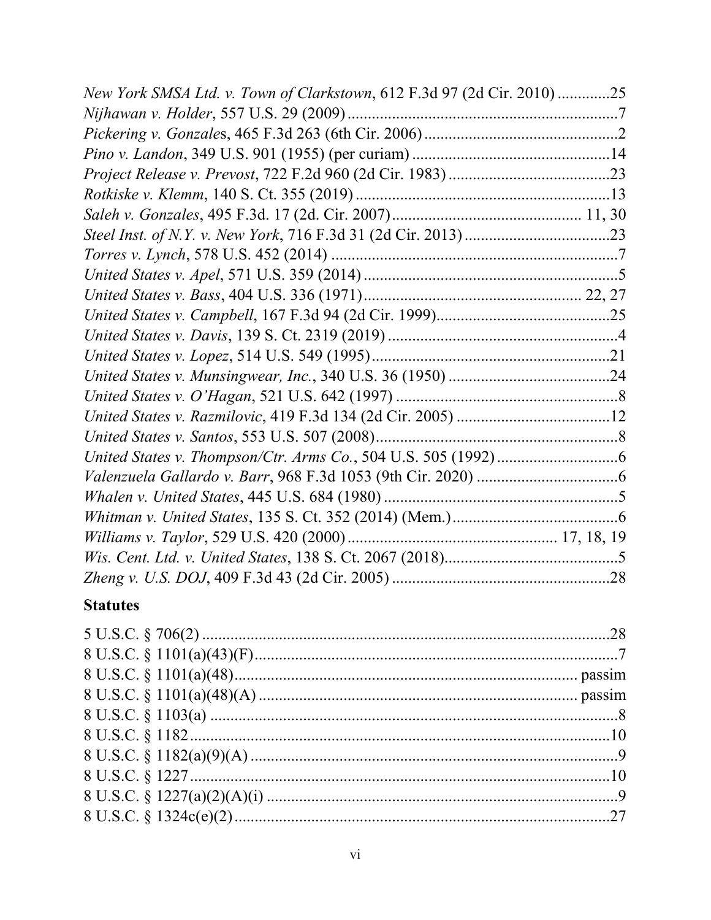*New York SMSA Ltd. v. Town of Clarkstown*, 612 F.3d 97 (2d Cir. 2010) .............25
*Nijhawan v. Holder*, 557 U.S. 29 (2009) ..................................................................7
*Pickering v. Gonzale*s, 465 F.3d 263 (6th Cir. 2006) ................................................2
*Pino v. Landon*, 349 U.S. 901 (1955) (per curiam) .................................................14
*Project Release v. Prevost*, 722 F.2d 960 (2d Cir. 1983) ........................................23
*Rotkiske v. Klemm*, 140 S. Ct. 355 (2019) ...............................................................13
*Saleh v. Gonzales*, 495 F.3d. 17 (2d. Cir. 2007) .............................................. 11, 30
*Steel Inst. of N.Y. v. New York*, 716 F.3d 31 (2d Cir. 2013) ....................................23
*Torres v. Lynch*, 578 U.S. 452 (2014) .......................................................................7
*United States v. Apel*, 571 U.S. 359 (2014) ...............................................................5
*United States v. Bass*, 404 U.S. 336 (1971) ...................................................... 22, 27
*United States v. Campbell*, 167 F.3d 94 (2d Cir. 1999) ...........................................25
*United States v. Davis*, 139 S. Ct. 2319 (2019) ........................................................4
*United States v. Lopez*, 514 U.S. 549 (1995) ...........................................................21
*United States v. Munsingwear, Inc.*, 340 U.S. 36 (1950) .........................................24
*United States v. O'Hagan*, 521 U.S. 642 (1997) .......................................................8
*United States v. Razmilovic*, 419 F.3d 134 (2d Cir. 2005) ......................................12
*United States v. Santos*, 553 U.S. 507 (2008) ...........................................................8
*United States v. Thompson/Ctr. Arms Co.*, 504 U.S. 505 (1992) ..............................6
*Valenzuela Gallardo v. Barr*, 968 F.3d 1053 (9th Cir. 2020) ...................................6
*Whalen v. United States*, 445 U.S. 684 (1980) ..........................................................5
*Whitman v. United States*, 135 S. Ct. 352 (2014) (Mem.) .........................................6
*Williams v. Taylor*, 529 U.S. 420 (2000) ................................................... 17, 18, 19
*Wis. Cent. Ltd. v. United States*, 138 S. Ct. 2067 (2018) ...........................................5
*Zheng v. U.S. DOJ*, 409 F.3d 43 (2d Cir. 2005) ......................................................28

**Statutes**

5 U.S.C. § 706(2) .......................................................................................................28
8 U.S.C. § 1101(a)(43)(F) ...........................................................................................7
8 U.S.C. § 1101(a)(48) ................................................................................... passim
8 U.S.C. § 1101(a)(48)(A) ............................................................................. passim
8 U.S.C. § 1103(a) .....................................................................................................8
8 U.S.C. § 1182 .........................................................................................................10
8 U.S.C. § 1182(a)(9)(A) ...........................................................................................9
8 U.S.C. § 1227 .........................................................................................................10
8 U.S.C. § 1227(a)(2)(A)(i) ........................................................................................9
8 U.S.C. § 1324c(e)(2) ..............................................................................................27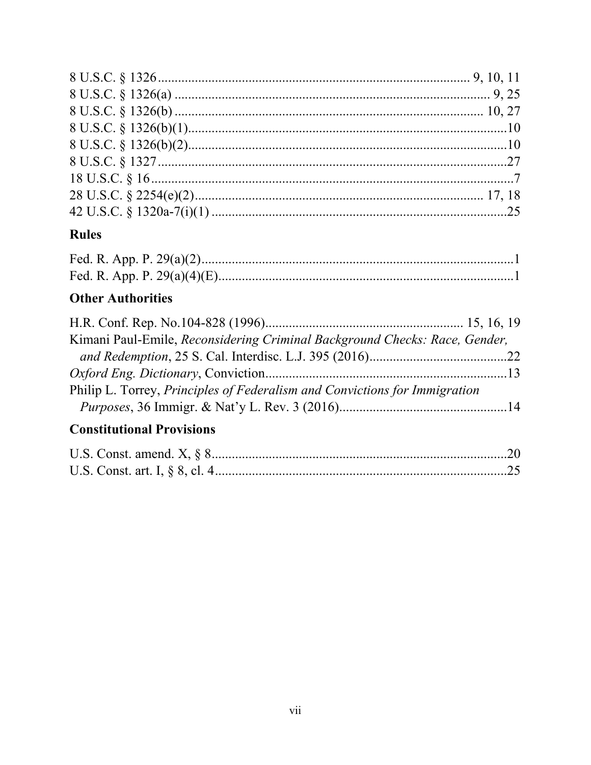8 U.S.C. § 1326 .......................................................................................... 9, 10, 11
8 U.S.C. § 1326(a) ............................................................................................. 9, 25
8 U.S.C. § 1326(b) ........................................................................................... 10, 27
8 U.S.C. § 1326(b)(1).................................................................................................10
8 U.S.C. § 1326(b)(2).................................................................................................10
8 U.S.C. § 1327..........................................................................................................27
18 U.S.C. § 16 ..............................................................................................................7
28 U.S.C. § 2254(e)(2)...................................................................................... 17, 18
42 U.S.C. § 1320a-7(i)(1) .........................................................................................25

## Rules

Fed. R. App. P. 29(a)(2)...............................................................................................1
Fed. R. App. P. 29(a)(4)(E)..........................................................................................1

## Other Authorities

H.R. Conf. Rep. No.104-828 (1996)........................................................... 15, 16, 19
Kimani Paul-Emile, *Reconsidering Criminal Background Checks: Race, Gender, and Redemption*, 25 S. Cal. Interdisc. L.J. 395 (2016)..........................................22
*Oxford Eng. Dictionary*, Conviction........................................................................13
Philip L. Torrey, *Principles of Federalism and Convictions for Immigration Purposes*, 36 Immigr. & Nat'y L. Rev. 3 (2016)..................................................14

## Constitutional Provisions

U.S. Const. amend. X, § 8.........................................................................................20
U.S. Const. art. I, § 8, cl. 4........................................................................................25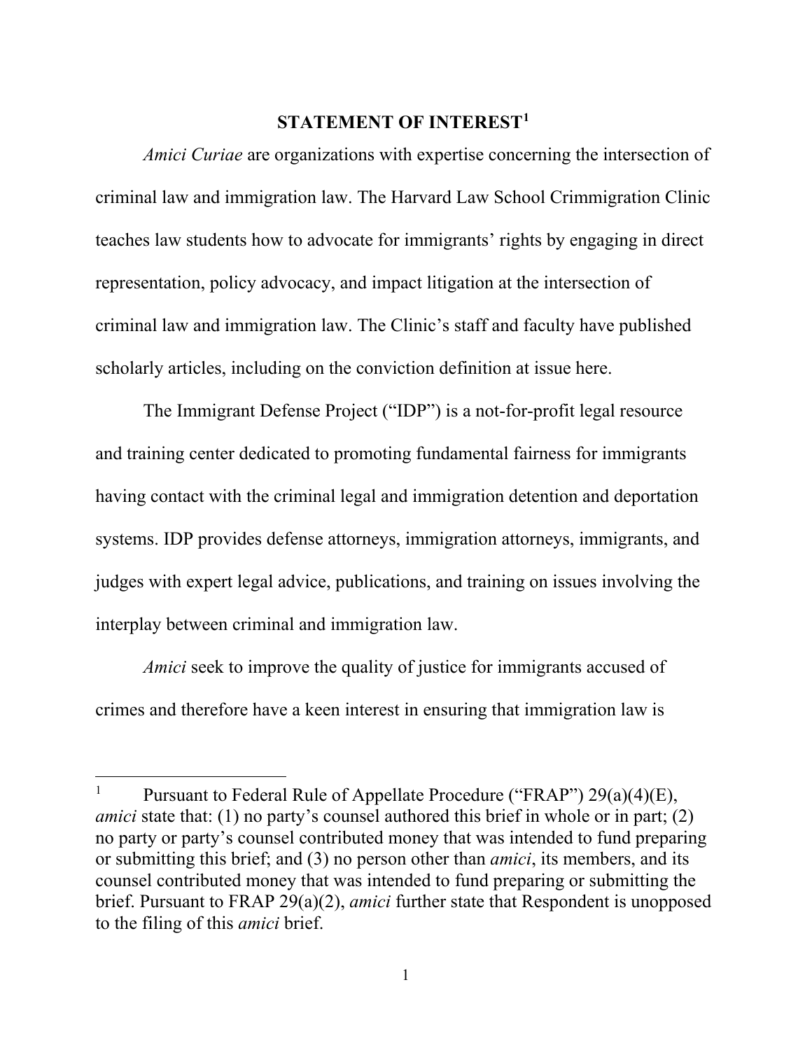## STATEMENT OF INTEREST[1]

*Amici Curiae* are organizations with expertise concerning the intersection of criminal law and immigration law. The Harvard Law School Crimmigration Clinic teaches law students how to advocate for immigrants' rights by engaging in direct representation, policy advocacy, and impact litigation at the intersection of criminal law and immigration law. The Clinic's staff and faculty have published scholarly articles, including on the conviction definition at issue here.

The Immigrant Defense Project ("IDP") is a not-for-profit legal resource and training center dedicated to promoting fundamental fairness for immigrants having contact with the criminal legal and immigration detention and deportation systems. IDP provides defense attorneys, immigration attorneys, immigrants, and judges with expert legal advice, publications, and training on issues involving the interplay between criminal and immigration law.

*Amici* seek to improve the quality of justice for immigrants accused of crimes and therefore have a keen interest in ensuring that immigration law is

---

[1] Pursuant to Federal Rule of Appellate Procedure ("FRAP") 29(a)(4)(E), *amici* state that: (1) no party's counsel authored this brief in whole or in part; (2) no party or party's counsel contributed money that was intended to fund preparing or submitting this brief; and (3) no person other than *amici*, its members, and its counsel contributed money that was intended to fund preparing or submitting the brief. Pursuant to FRAP 29(a)(2), *amici* further state that Respondent is unopposed to the filing of this *amici* brief.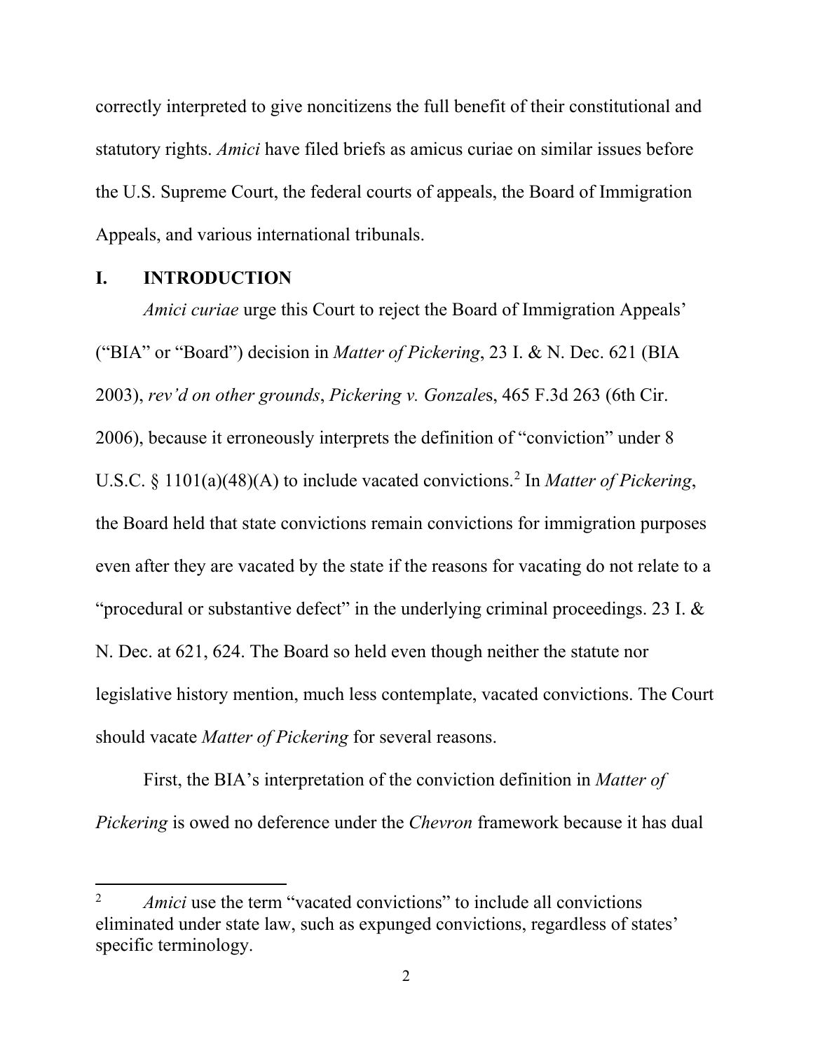correctly interpreted to give noncitizens the full benefit of their constitutional and statutory rights. *Amici* have filed briefs as amicus curiae on similar issues before the U.S. Supreme Court, the federal courts of appeals, the Board of Immigration Appeals, and various international tribunals.

## I. INTRODUCTION

*Amici curiae* urge this Court to reject the Board of Immigration Appeals' ("BIA" or "Board") decision in *Matter of Pickering*, 23 I. & N. Dec. 621 (BIA 2003), *rev'd on other grounds*, *Pickering v. Gonzale*s, 465 F.3d 263 (6th Cir. 2006), because it erroneously interprets the definition of "conviction" under 8 U.S.C. § 1101(a)(48)(A) to include vacated convictions.[2] In *Matter of Pickering*, the Board held that state convictions remain convictions for immigration purposes even after they are vacated by the state if the reasons for vacating do not relate to a "procedural or substantive defect" in the underlying criminal proceedings. 23 I. & N. Dec. at 621, 624. The Board so held even though neither the statute nor legislative history mention, much less contemplate, vacated convictions. The Court should vacate *Matter of Pickering* for several reasons.

First, the BIA's interpretation of the conviction definition in *Matter of Pickering* is owed no deference under the *Chevron* framework because it has dual

---

[2] *Amici* use the term "vacated convictions" to include all convictions eliminated under state law, such as expunged convictions, regardless of states' specific terminology.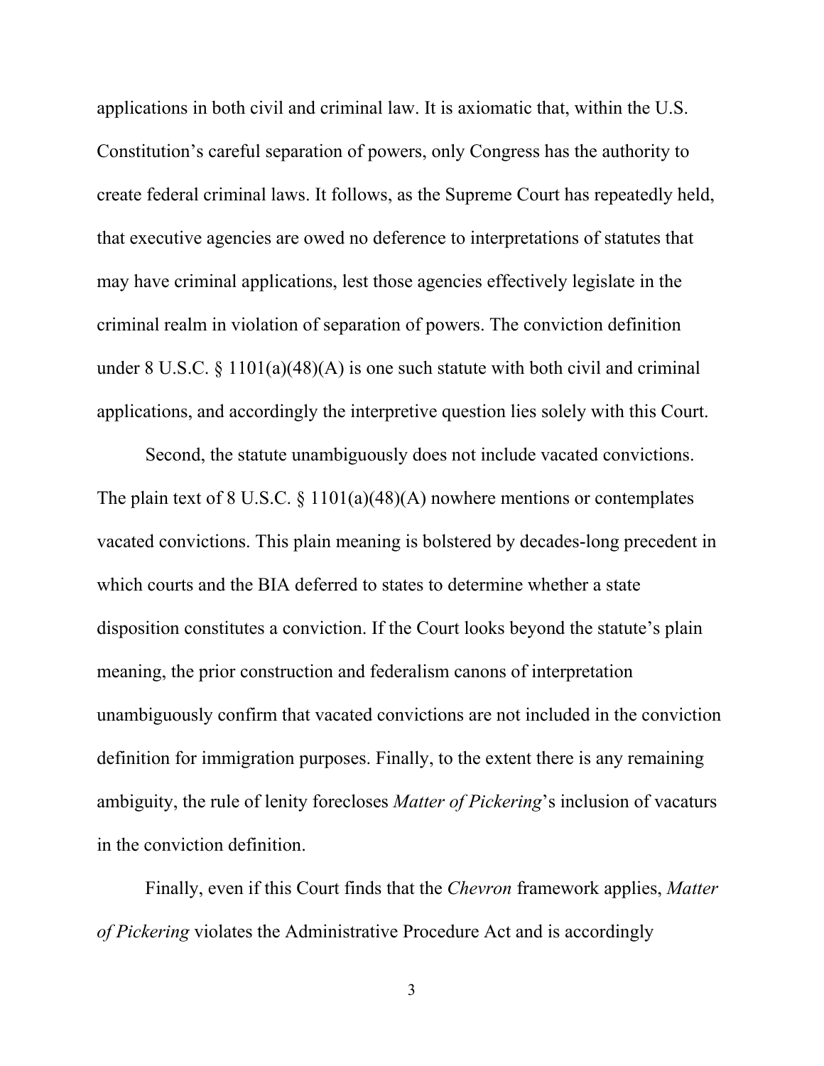applications in both civil and criminal law. It is axiomatic that, within the U.S. Constitution's careful separation of powers, only Congress has the authority to create federal criminal laws. It follows, as the Supreme Court has repeatedly held, that executive agencies are owed no deference to interpretations of statutes that may have criminal applications, lest those agencies effectively legislate in the criminal realm in violation of separation of powers. The conviction definition under 8 U.S.C. § 1101(a)(48)(A) is one such statute with both civil and criminal applications, and accordingly the interpretive question lies solely with this Court.

Second, the statute unambiguously does not include vacated convictions. The plain text of 8 U.S.C. § 1101(a)(48)(A) nowhere mentions or contemplates vacated convictions. This plain meaning is bolstered by decades-long precedent in which courts and the BIA deferred to states to determine whether a state disposition constitutes a conviction. If the Court looks beyond the statute's plain meaning, the prior construction and federalism canons of interpretation unambiguously confirm that vacated convictions are not included in the conviction definition for immigration purposes. Finally, to the extent there is any remaining ambiguity, the rule of lenity forecloses *Matter of Pickering*'s inclusion of vacaturs in the conviction definition.

Finally, even if this Court finds that the *Chevron* framework applies, *Matter of Pickering* violates the Administrative Procedure Act and is accordingly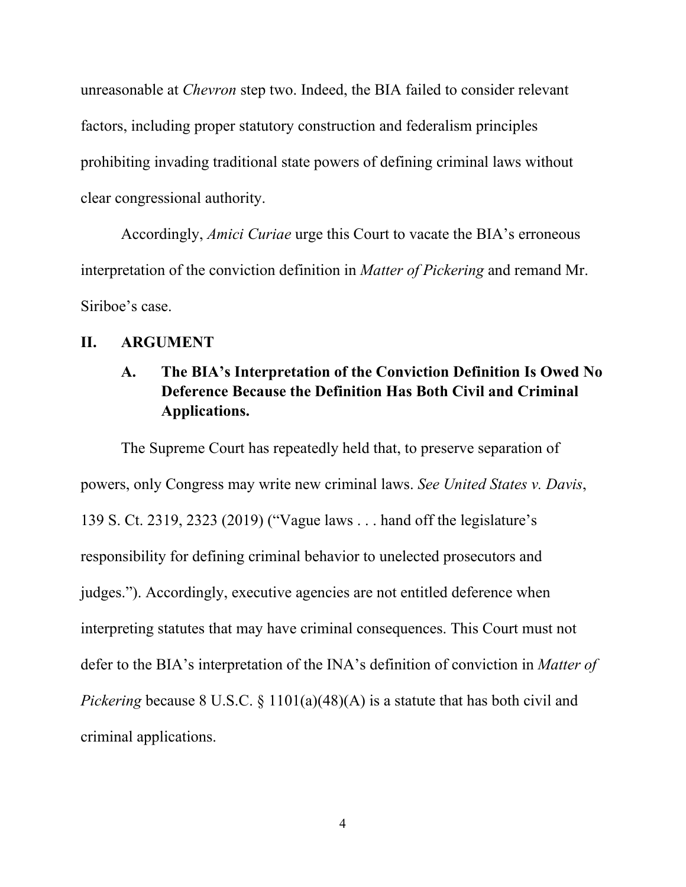unreasonable at *Chevron* step two. Indeed, the BIA failed to consider relevant factors, including proper statutory construction and federalism principles prohibiting invading traditional state powers of defining criminal laws without clear congressional authority.

Accordingly, *Amici Curiae* urge this Court to vacate the BIA's erroneous interpretation of the conviction definition in *Matter of Pickering* and remand Mr. Siriboe's case.

## II. ARGUMENT

### A. The BIA's Interpretation of the Conviction Definition Is Owed No Deference Because the Definition Has Both Civil and Criminal Applications.

The Supreme Court has repeatedly held that, to preserve separation of powers, only Congress may write new criminal laws. *See United States v. Davis*, 139 S. Ct. 2319, 2323 (2019) ("Vague laws . . . hand off the legislature's responsibility for defining criminal behavior to unelected prosecutors and judges."). Accordingly, executive agencies are not entitled deference when interpreting statutes that may have criminal consequences. This Court must not defer to the BIA's interpretation of the INA's definition of conviction in *Matter of Pickering* because 8 U.S.C. § 1101(a)(48)(A) is a statute that has both civil and criminal applications.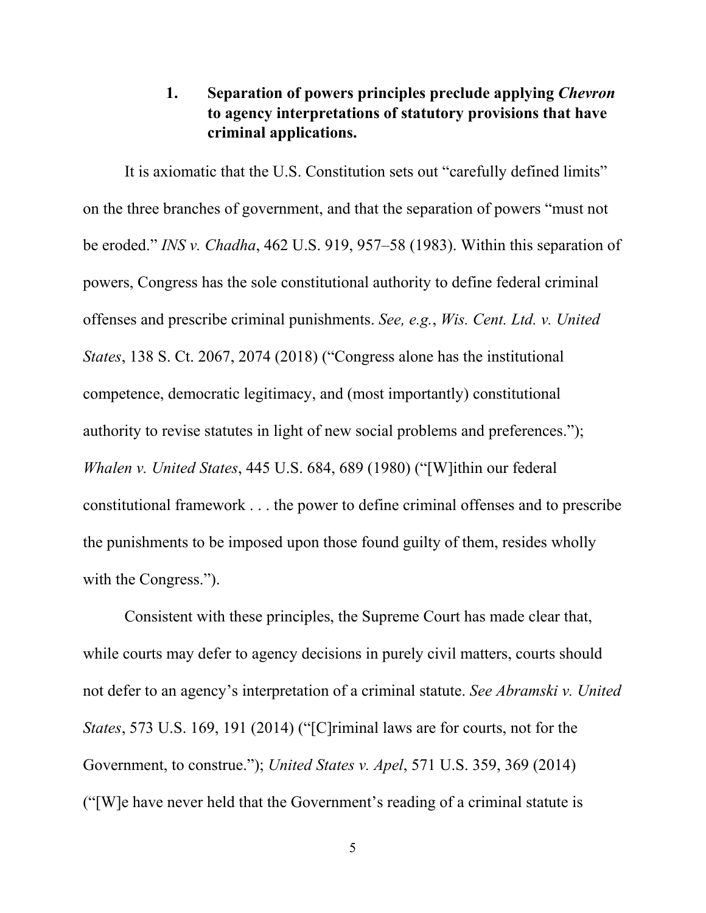### 1. Separation of powers principles preclude applying *Chevron* to agency interpretations of statutory provisions that have criminal applications.

It is axiomatic that the U.S. Constitution sets out "carefully defined limits" on the three branches of government, and that the separation of powers "must not be eroded." *INS v. Chadha*, 462 U.S. 919, 957–58 (1983). Within this separation of powers, Congress has the sole constitutional authority to define federal criminal offenses and prescribe criminal punishments. *See, e.g.*, *Wis. Cent. Ltd. v. United States*, 138 S. Ct. 2067, 2074 (2018) ("Congress alone has the institutional competence, democratic legitimacy, and (most importantly) constitutional authority to revise statutes in light of new social problems and preferences."); *Whalen v. United States*, 445 U.S. 684, 689 (1980) ("[W]ithin our federal constitutional framework . . . the power to define criminal offenses and to prescribe the punishments to be imposed upon those found guilty of them, resides wholly with the Congress.").

Consistent with these principles, the Supreme Court has made clear that, while courts may defer to agency decisions in purely civil matters, courts should not defer to an agency's interpretation of a criminal statute. *See Abramski v. United States*, 573 U.S. 169, 191 (2014) ("[C]riminal laws are for courts, not for the Government, to construe."); *United States v. Apel*, 571 U.S. 359, 369 (2014) ("[W]e have never held that the Government's reading of a criminal statute is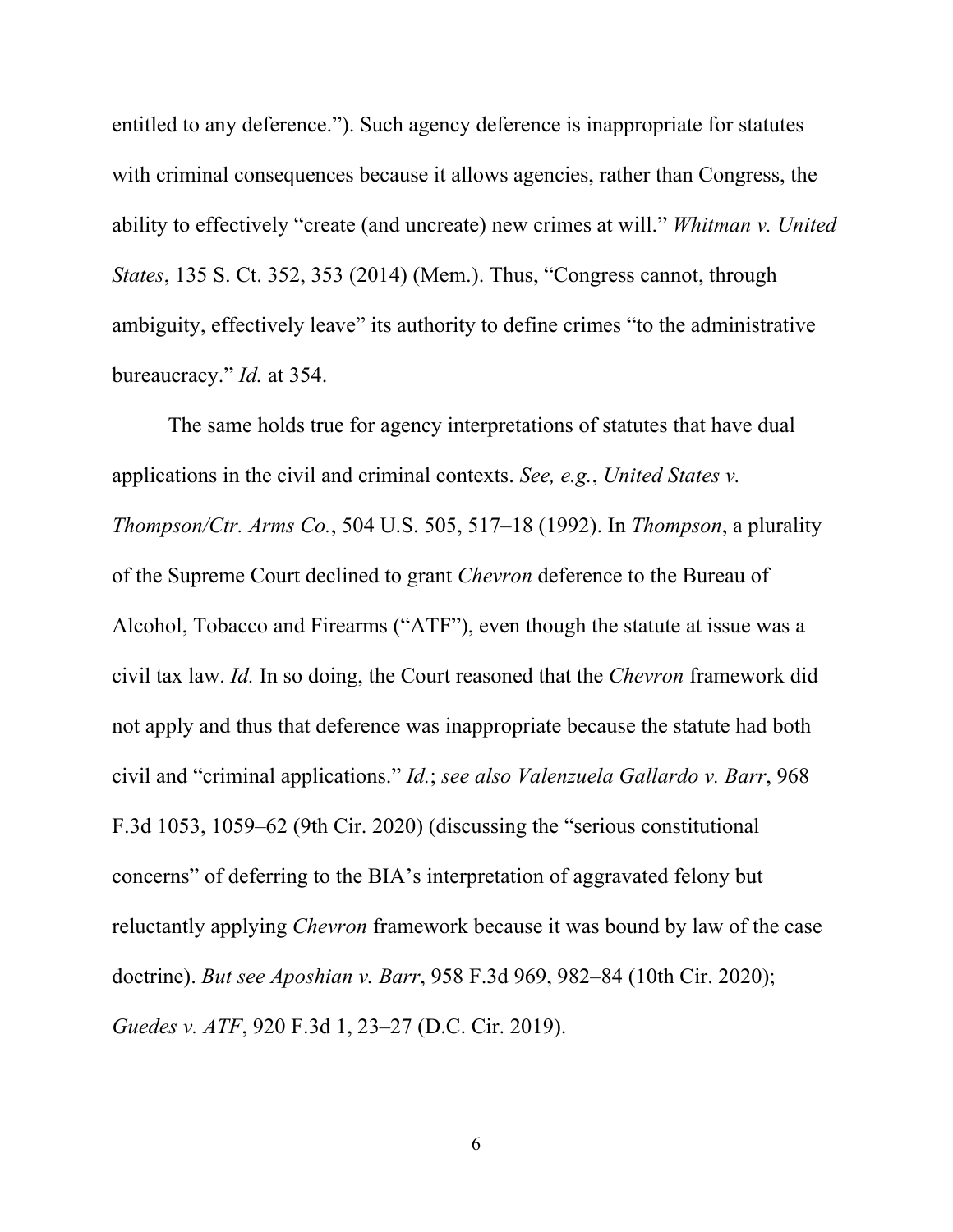entitled to any deference."). Such agency deference is inappropriate for statutes with criminal consequences because it allows agencies, rather than Congress, the ability to effectively "create (and uncreate) new crimes at will." *Whitman v. United States*, 135 S. Ct. 352, 353 (2014) (Mem.). Thus, "Congress cannot, through ambiguity, effectively leave" its authority to define crimes "to the administrative bureaucracy." *Id.* at 354.

The same holds true for agency interpretations of statutes that have dual applications in the civil and criminal contexts. *See, e.g.*, *United States v. Thompson/Ctr. Arms Co.*, 504 U.S. 505, 517–18 (1992). In *Thompson*, a plurality of the Supreme Court declined to grant *Chevron* deference to the Bureau of Alcohol, Tobacco and Firearms ("ATF"), even though the statute at issue was a civil tax law. *Id.* In so doing, the Court reasoned that the *Chevron* framework did not apply and thus that deference was inappropriate because the statute had both civil and "criminal applications." *Id.*; *see also Valenzuela Gallardo v. Barr*, 968 F.3d 1053, 1059–62 (9th Cir. 2020) (discussing the "serious constitutional concerns" of deferring to the BIA's interpretation of aggravated felony but reluctantly applying *Chevron* framework because it was bound by law of the case doctrine). *But see Aposhian v. Barr*, 958 F.3d 969, 982–84 (10th Cir. 2020); *Guedes v. ATF*, 920 F.3d 1, 23–27 (D.C. Cir. 2019).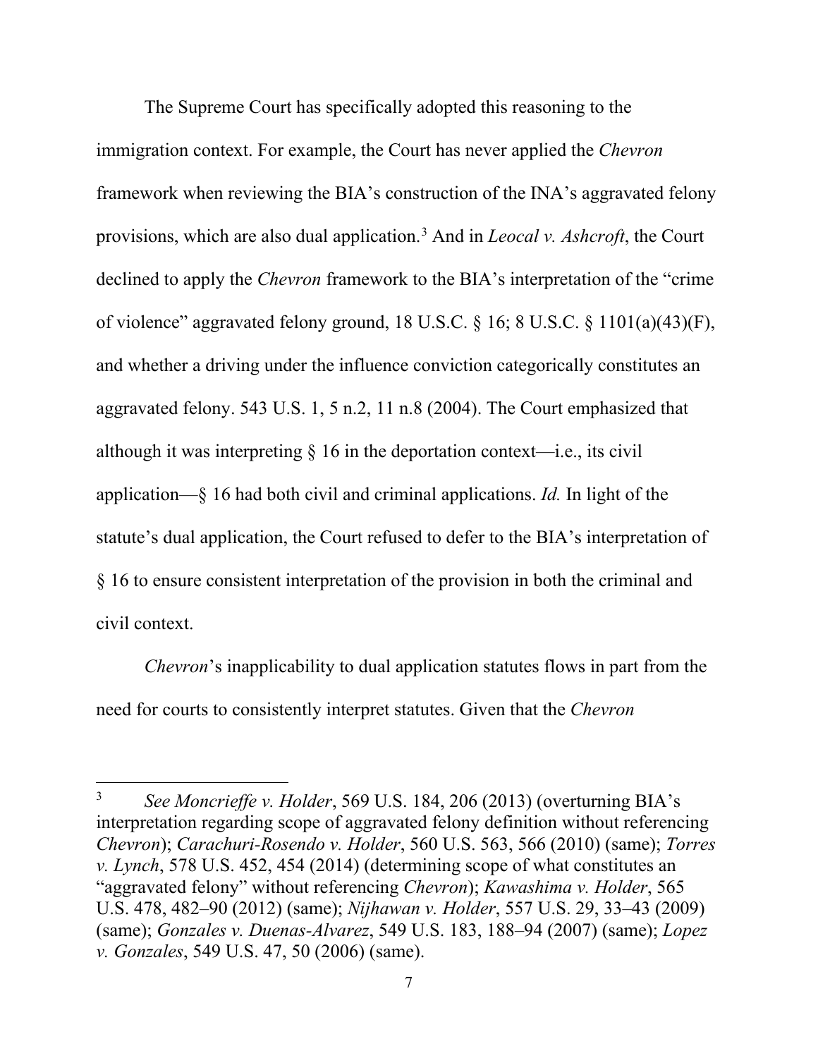The Supreme Court has specifically adopted this reasoning to the immigration context. For example, the Court has never applied the *Chevron* framework when reviewing the BIA's construction of the INA's aggravated felony provisions, which are also dual application.[3] And in *Leocal v. Ashcroft*, the Court declined to apply the *Chevron* framework to the BIA's interpretation of the "crime of violence" aggravated felony ground, 18 U.S.C. § 16; 8 U.S.C. § 1101(a)(43)(F), and whether a driving under the influence conviction categorically constitutes an aggravated felony. 543 U.S. 1, 5 n.2, 11 n.8 (2004). The Court emphasized that although it was interpreting § 16 in the deportation context—i.e., its civil application—§ 16 had both civil and criminal applications. *Id.* In light of the statute's dual application, the Court refused to defer to the BIA's interpretation of § 16 to ensure consistent interpretation of the provision in both the criminal and civil context.

*Chevron*'s inapplicability to dual application statutes flows in part from the need for courts to consistently interpret statutes. Given that the *Chevron*

---

[3] *See Moncrieffe v. Holder*, 569 U.S. 184, 206 (2013) (overturning BIA's interpretation regarding scope of aggravated felony definition without referencing *Chevron*); *Carachuri-Rosendo v. Holder*, 560 U.S. 563, 566 (2010) (same); *Torres v. Lynch*, 578 U.S. 452, 454 (2014) (determining scope of what constitutes an "aggravated felony" without referencing *Chevron*); *Kawashima v. Holder*, 565 U.S. 478, 482–90 (2012) (same); *Nijhawan v. Holder*, 557 U.S. 29, 33–43 (2009) (same); *Gonzales v. Duenas-Alvarez*, 549 U.S. 183, 188–94 (2007) (same); *Lopez v. Gonzales*, 549 U.S. 47, 50 (2006) (same).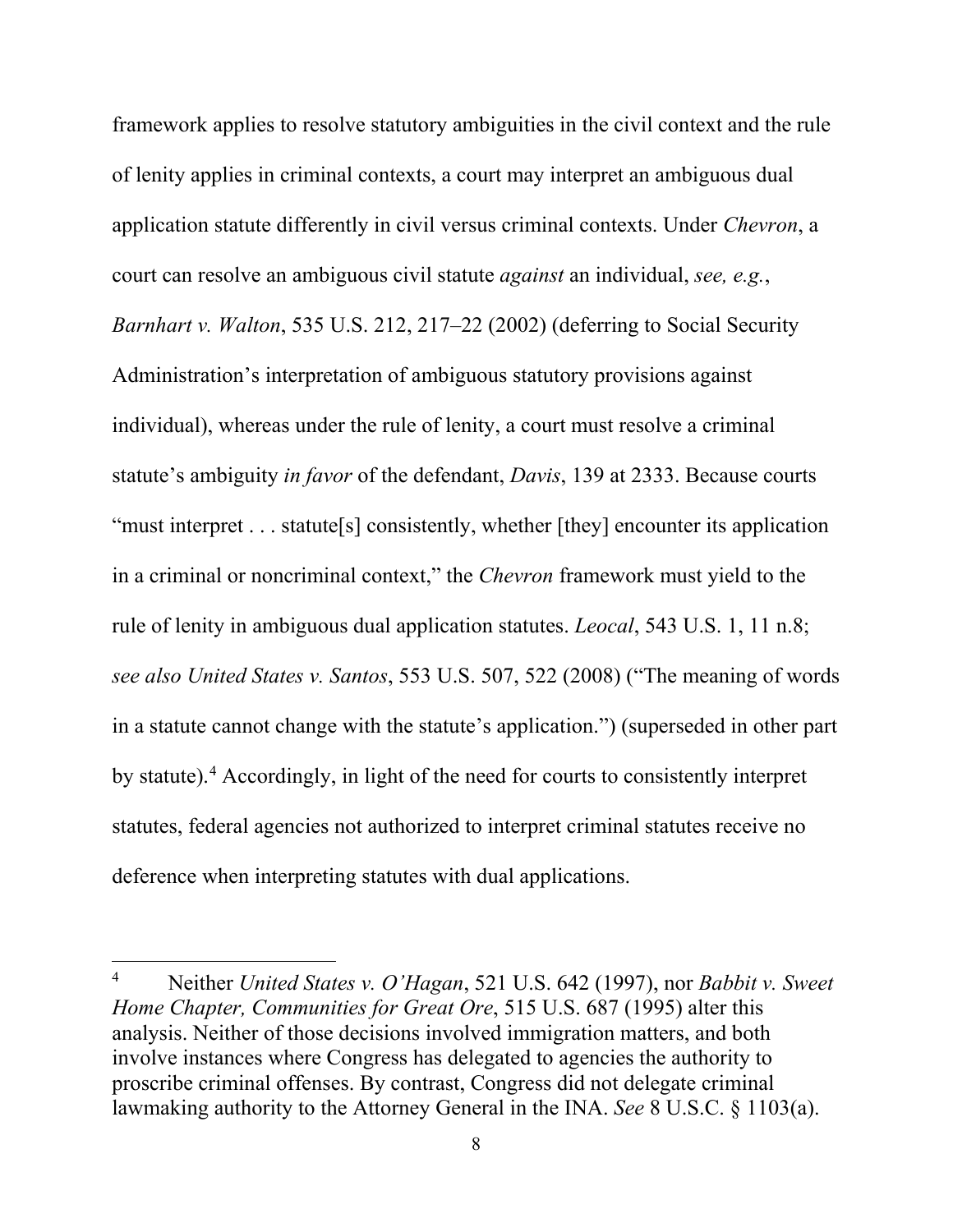framework applies to resolve statutory ambiguities in the civil context and the rule of lenity applies in criminal contexts, a court may interpret an ambiguous dual application statute differently in civil versus criminal contexts. Under *Chevron*, a court can resolve an ambiguous civil statute *against* an individual, *see, e.g.*, *Barnhart v. Walton*, 535 U.S. 212, 217–22 (2002) (deferring to Social Security Administration's interpretation of ambiguous statutory provisions against individual), whereas under the rule of lenity, a court must resolve a criminal statute's ambiguity *in favor* of the defendant, *Davis*, 139 at 2333. Because courts "must interpret . . . statute[s] consistently, whether [they] encounter its application in a criminal or noncriminal context," the *Chevron* framework must yield to the rule of lenity in ambiguous dual application statutes. *Leocal*, 543 U.S. 1, 11 n.8; *see also United States v. Santos*, 553 U.S. 507, 522 (2008) ("The meaning of words in a statute cannot change with the statute's application.") (superseded in other part by statute).[4] Accordingly, in light of the need for courts to consistently interpret statutes, federal agencies not authorized to interpret criminal statutes receive no deference when interpreting statutes with dual applications.

---

[4] Neither *United States v. O'Hagan*, 521 U.S. 642 (1997), nor *Babbit v. Sweet Home Chapter, Communities for Great Ore*, 515 U.S. 687 (1995) alter this analysis. Neither of those decisions involved immigration matters, and both involve instances where Congress has delegated to agencies the authority to proscribe criminal offenses. By contrast, Congress did not delegate criminal lawmaking authority to the Attorney General in the INA. *See* 8 U.S.C. § 1103(a).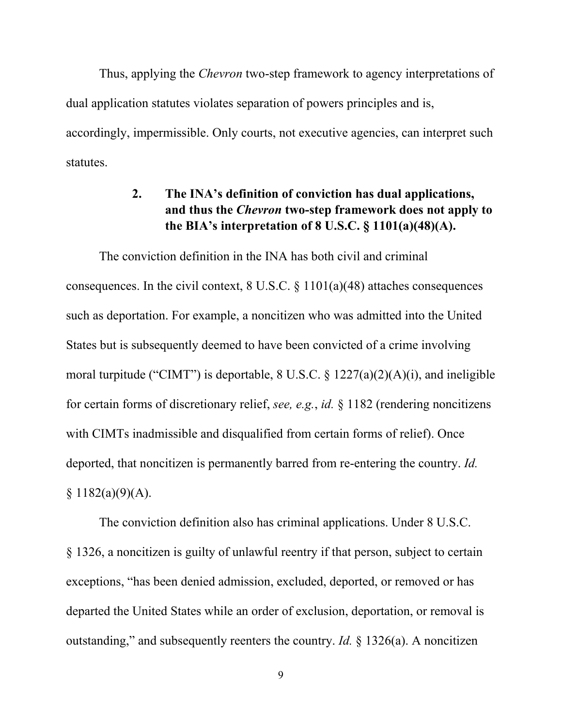Thus, applying the *Chevron* two-step framework to agency interpretations of dual application statutes violates separation of powers principles and is, accordingly, impermissible. Only courts, not executive agencies, can interpret such statutes.

### 2. The INA's definition of conviction has dual applications, and thus the *Chevron* two-step framework does not apply to the BIA's interpretation of 8 U.S.C. § 1101(a)(48)(A).

The conviction definition in the INA has both civil and criminal consequences. In the civil context, 8 U.S.C. § 1101(a)(48) attaches consequences such as deportation. For example, a noncitizen who was admitted into the United States but is subsequently deemed to have been convicted of a crime involving moral turpitude ("CIMT") is deportable, 8 U.S.C. § 1227(a)(2)(A)(i), and ineligible for certain forms of discretionary relief, *see, e.g.*, *id.* § 1182 (rendering noncitizens with CIMTs inadmissible and disqualified from certain forms of relief). Once deported, that noncitizen is permanently barred from re-entering the country. *Id.* § 1182(a)(9)(A).

The conviction definition also has criminal applications. Under 8 U.S.C. § 1326, a noncitizen is guilty of unlawful reentry if that person, subject to certain exceptions, "has been denied admission, excluded, deported, or removed or has departed the United States while an order of exclusion, deportation, or removal is outstanding," and subsequently reenters the country. *Id.* § 1326(a). A noncitizen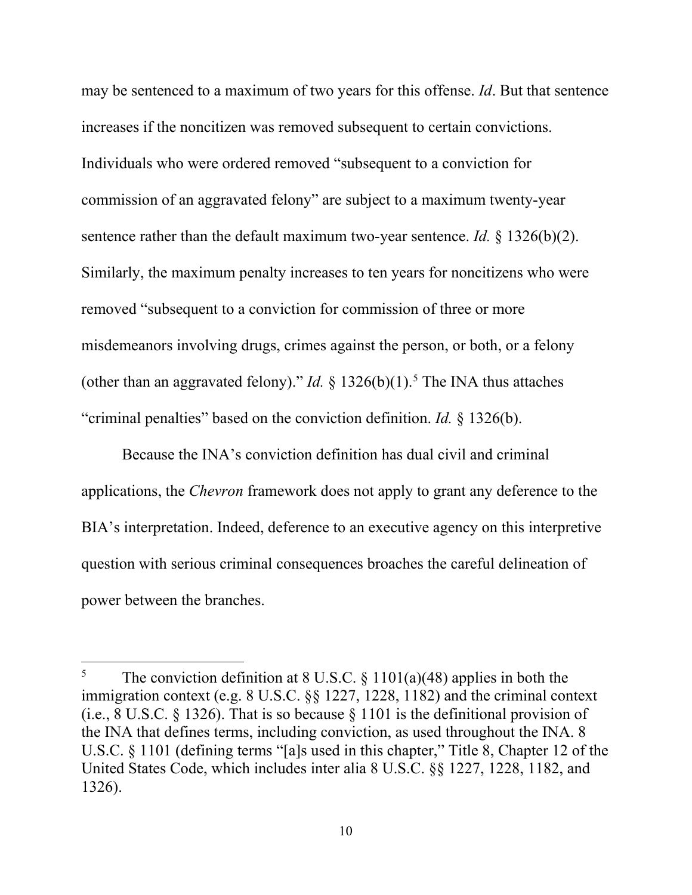may be sentenced to a maximum of two years for this offense. *Id*. But that sentence increases if the noncitizen was removed subsequent to certain convictions. Individuals who were ordered removed "subsequent to a conviction for commission of an aggravated felony" are subject to a maximum twenty-year sentence rather than the default maximum two-year sentence. *Id.* § 1326(b)(2). Similarly, the maximum penalty increases to ten years for noncitizens who were removed "subsequent to a conviction for commission of three or more misdemeanors involving drugs, crimes against the person, or both, or a felony (other than an aggravated felony)." *Id.* § 1326(b)(1).[5] The INA thus attaches "criminal penalties" based on the conviction definition. *Id.* § 1326(b).

Because the INA's conviction definition has dual civil and criminal applications, the *Chevron* framework does not apply to grant any deference to the BIA's interpretation. Indeed, deference to an executive agency on this interpretive question with serious criminal consequences broaches the careful delineation of power between the branches.

---

[5] The conviction definition at 8 U.S.C. § 1101(a)(48) applies in both the immigration context (e.g. 8 U.S.C. §§ 1227, 1228, 1182) and the criminal context (i.e., 8 U.S.C. § 1326). That is so because § 1101 is the definitional provision of the INA that defines terms, including conviction, as used throughout the INA. 8 U.S.C. § 1101 (defining terms "[a]s used in this chapter," Title 8, Chapter 12 of the United States Code, which includes inter alia 8 U.S.C. §§ 1227, 1228, 1182, and 1326).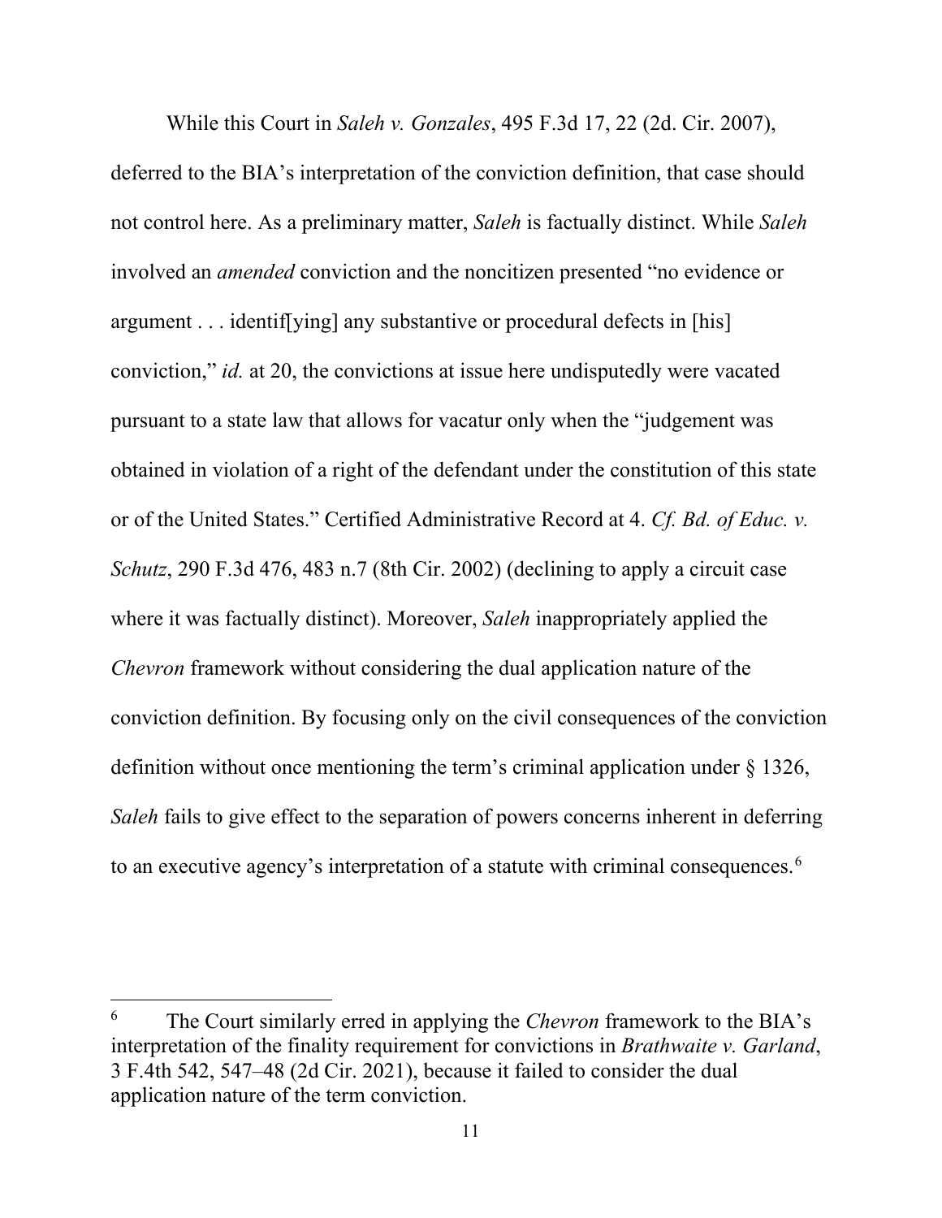While this Court in *Saleh v. Gonzales*, 495 F.3d 17, 22 (2d. Cir. 2007), deferred to the BIA's interpretation of the conviction definition, that case should not control here. As a preliminary matter, *Saleh* is factually distinct. While *Saleh* involved an *amended* conviction and the noncitizen presented "no evidence or argument . . . identif[ying] any substantive or procedural defects in [his] conviction," *id.* at 20, the convictions at issue here undisputedly were vacated pursuant to a state law that allows for vacatur only when the "judgement was obtained in violation of a right of the defendant under the constitution of this state or of the United States." Certified Administrative Record at 4. *Cf. Bd. of Educ. v. Schutz*, 290 F.3d 476, 483 n.7 (8th Cir. 2002) (declining to apply a circuit case where it was factually distinct). Moreover, *Saleh* inappropriately applied the *Chevron* framework without considering the dual application nature of the conviction definition. By focusing only on the civil consequences of the conviction definition without once mentioning the term's criminal application under § 1326, *Saleh* fails to give effect to the separation of powers concerns inherent in deferring to an executive agency's interpretation of a statute with criminal consequences.[6]

[6] The Court similarly erred in applying the *Chevron* framework to the BIA's interpretation of the finality requirement for convictions in *Brathwaite v. Garland*, 3 F.4th 542, 547–48 (2d Cir. 2021), because it failed to consider the dual application nature of the term conviction.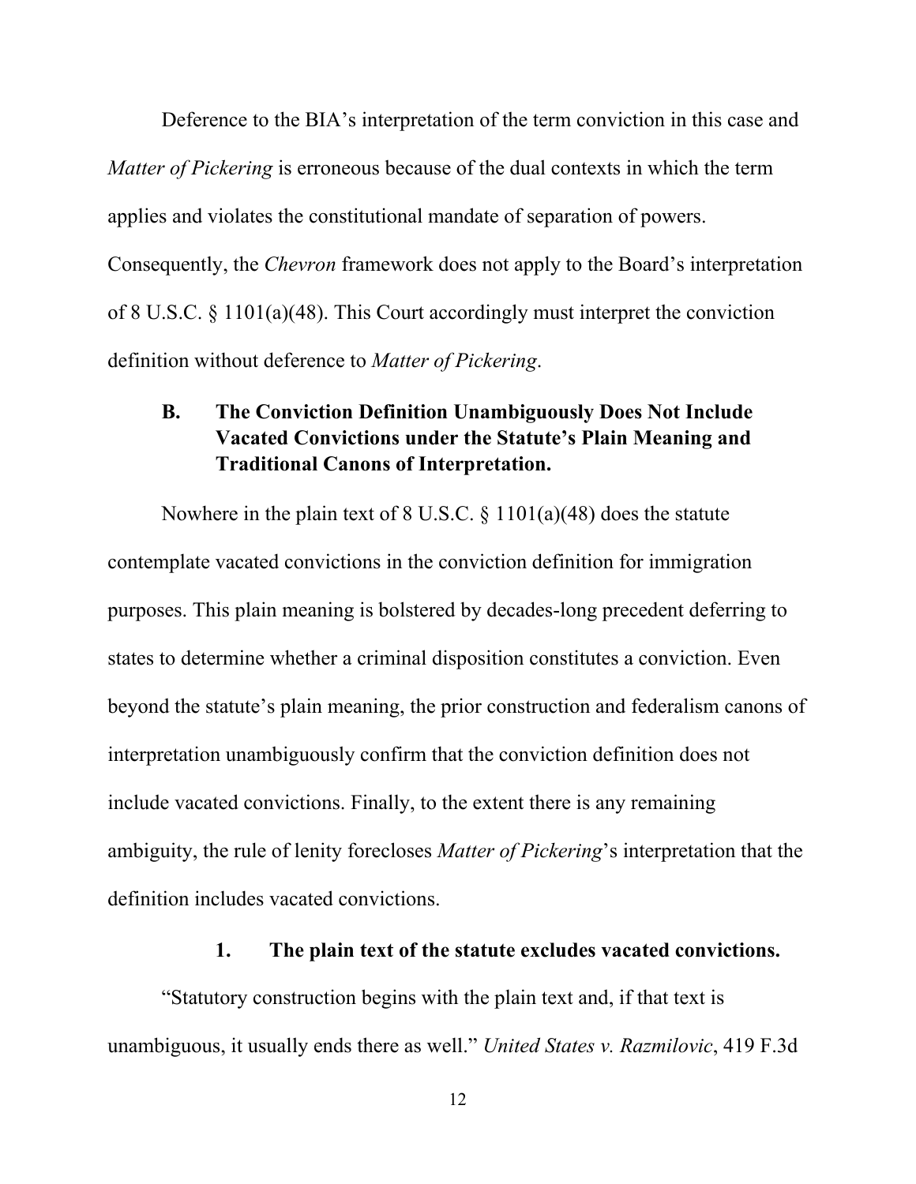Deference to the BIA's interpretation of the term conviction in this case and *Matter of Pickering* is erroneous because of the dual contexts in which the term applies and violates the constitutional mandate of separation of powers. Consequently, the *Chevron* framework does not apply to the Board's interpretation of 8 U.S.C. § 1101(a)(48). This Court accordingly must interpret the conviction definition without deference to *Matter of Pickering*.

### B. The Conviction Definition Unambiguously Does Not Include Vacated Convictions under the Statute's Plain Meaning and Traditional Canons of Interpretation.

Nowhere in the plain text of 8 U.S.C. § 1101(a)(48) does the statute contemplate vacated convictions in the conviction definition for immigration purposes. This plain meaning is bolstered by decades-long precedent deferring to states to determine whether a criminal disposition constitutes a conviction. Even beyond the statute's plain meaning, the prior construction and federalism canons of interpretation unambiguously confirm that the conviction definition does not include vacated convictions. Finally, to the extent there is any remaining ambiguity, the rule of lenity forecloses *Matter of Pickering*'s interpretation that the definition includes vacated convictions.

#### 1. The plain text of the statute excludes vacated convictions.

"Statutory construction begins with the plain text and, if that text is unambiguous, it usually ends there as well." *United States v. Razmilovic*, 419 F.3d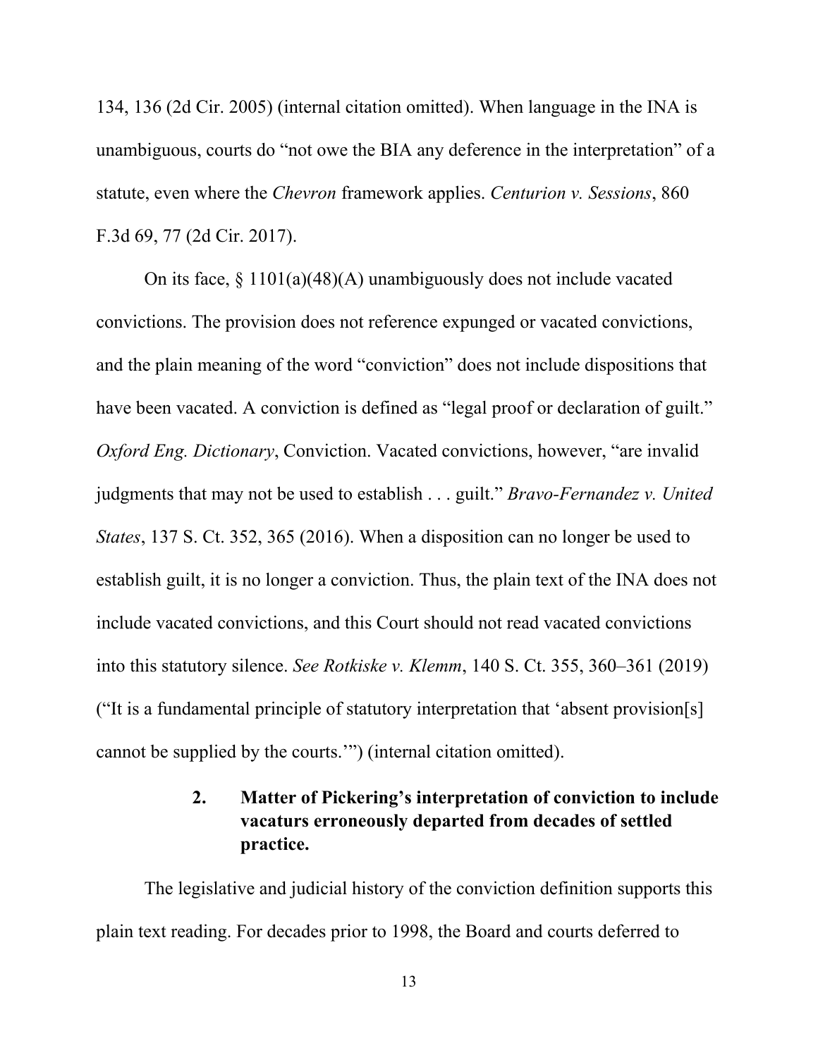134, 136 (2d Cir. 2005) (internal citation omitted). When language in the INA is unambiguous, courts do "not owe the BIA any deference in the interpretation" of a statute, even where the *Chevron* framework applies. *Centurion v. Sessions*, 860 F.3d 69, 77 (2d Cir. 2017).

On its face, § 1101(a)(48)(A) unambiguously does not include vacated convictions. The provision does not reference expunged or vacated convictions, and the plain meaning of the word "conviction" does not include dispositions that have been vacated. A conviction is defined as "legal proof or declaration of guilt." *Oxford Eng. Dictionary*, Conviction. Vacated convictions, however, "are invalid judgments that may not be used to establish . . . guilt." *Bravo-Fernandez v. United States*, 137 S. Ct. 352, 365 (2016). When a disposition can no longer be used to establish guilt, it is no longer a conviction. Thus, the plain text of the INA does not include vacated convictions, and this Court should not read vacated convictions into this statutory silence. *See Rotkiske v. Klemm*, 140 S. Ct. 355, 360–361 (2019) ("It is a fundamental principle of statutory interpretation that 'absent provision[s] cannot be supplied by the courts.'") (internal citation omitted).

### 2. Matter of Pickering's interpretation of conviction to include vacaturs erroneously departed from decades of settled practice.

The legislative and judicial history of the conviction definition supports this plain text reading. For decades prior to 1998, the Board and courts deferred to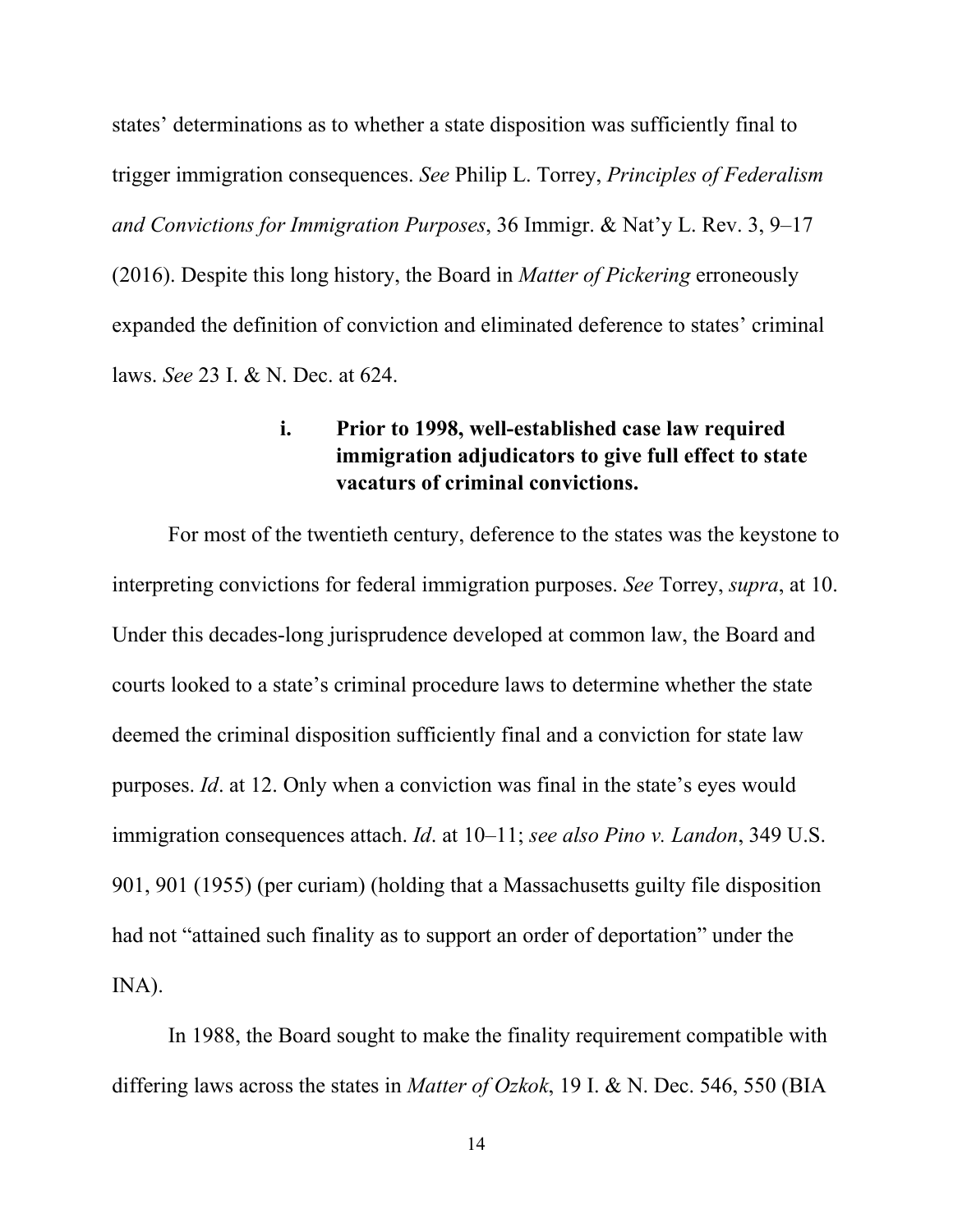states' determinations as to whether a state disposition was sufficiently final to trigger immigration consequences. *See* Philip L. Torrey, *Principles of Federalism and Convictions for Immigration Purposes*, 36 Immigr. & Nat'y L. Rev. 3, 9–17 (2016). Despite this long history, the Board in *Matter of Pickering* erroneously expanded the definition of conviction and eliminated deference to states' criminal laws. *See* 23 I. & N. Dec. at 624.

#### i. Prior to 1998, well-established case law required immigration adjudicators to give full effect to state vacaturs of criminal convictions.

For most of the twentieth century, deference to the states was the keystone to interpreting convictions for federal immigration purposes. *See* Torrey, *supra*, at 10. Under this decades-long jurisprudence developed at common law, the Board and courts looked to a state's criminal procedure laws to determine whether the state deemed the criminal disposition sufficiently final and a conviction for state law purposes. *Id*. at 12. Only when a conviction was final in the state's eyes would immigration consequences attach. *Id*. at 10–11; *see also Pino v. Landon*, 349 U.S. 901, 901 (1955) (per curiam) (holding that a Massachusetts guilty file disposition had not "attained such finality as to support an order of deportation" under the INA).

In 1988, the Board sought to make the finality requirement compatible with differing laws across the states in *Matter of Ozkok*, 19 I. & N. Dec. 546, 550 (BIA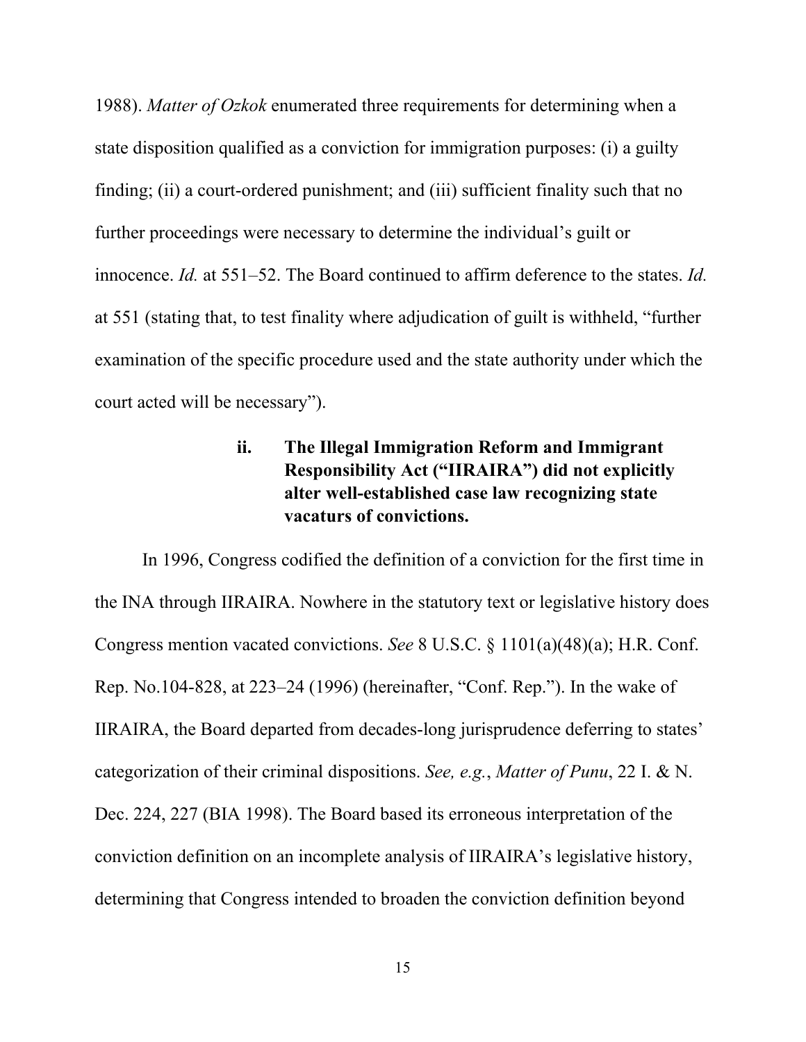1988). *Matter of Ozkok* enumerated three requirements for determining when a state disposition qualified as a conviction for immigration purposes: (i) a guilty finding; (ii) a court-ordered punishment; and (iii) sufficient finality such that no further proceedings were necessary to determine the individual's guilt or innocence. *Id.* at 551–52. The Board continued to affirm deference to the states. *Id.* at 551 (stating that, to test finality where adjudication of guilt is withheld, "further examination of the specific procedure used and the state authority under which the court acted will be necessary").

#### ii. The Illegal Immigration Reform and Immigrant Responsibility Act ("IIRAIRA") did not explicitly alter well-established case law recognizing state vacaturs of convictions.

In 1996, Congress codified the definition of a conviction for the first time in the INA through IIRAIRA. Nowhere in the statutory text or legislative history does Congress mention vacated convictions. *See* 8 U.S.C. § 1101(a)(48)(a); H.R. Conf. Rep. No.104-828, at 223–24 (1996) (hereinafter, "Conf. Rep."). In the wake of IIRAIRA, the Board departed from decades-long jurisprudence deferring to states' categorization of their criminal dispositions. *See, e.g.*, *Matter of Punu*, 22 I. & N. Dec. 224, 227 (BIA 1998). The Board based its erroneous interpretation of the conviction definition on an incomplete analysis of IIRAIRA's legislative history, determining that Congress intended to broaden the conviction definition beyond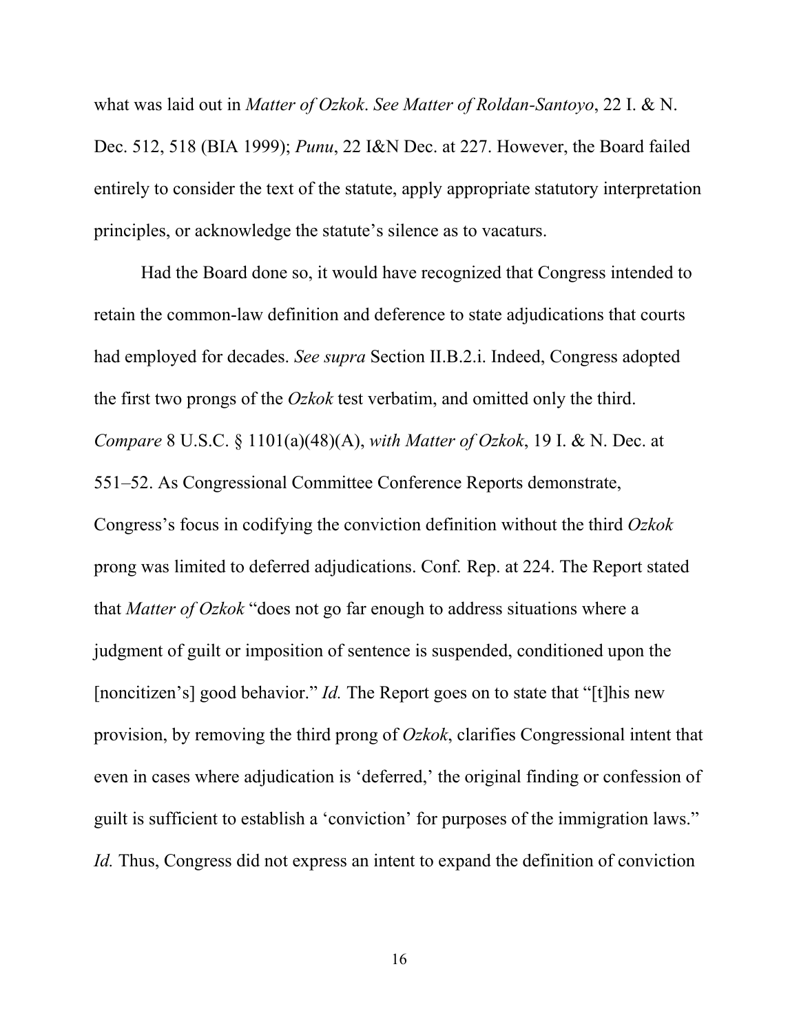what was laid out in *Matter of Ozkok*. *See Matter of Roldan-Santoyo*, 22 I. & N. Dec. 512, 518 (BIA 1999); *Punu*, 22 I&N Dec. at 227. However, the Board failed entirely to consider the text of the statute, apply appropriate statutory interpretation principles, or acknowledge the statute's silence as to vacaturs.

Had the Board done so, it would have recognized that Congress intended to retain the common-law definition and deference to state adjudications that courts had employed for decades. *See supra* Section II.B.2.i. Indeed, Congress adopted the first two prongs of the *Ozkok* test verbatim, and omitted only the third. *Compare* 8 U.S.C. § 1101(a)(48)(A), *with Matter of Ozkok*, 19 I. & N. Dec. at 551–52. As Congressional Committee Conference Reports demonstrate, Congress's focus in codifying the conviction definition without the third *Ozkok* prong was limited to deferred adjudications. Conf*.* Rep. at 224. The Report stated that *Matter of Ozkok* "does not go far enough to address situations where a judgment of guilt or imposition of sentence is suspended, conditioned upon the [noncitizen's] good behavior." *Id.* The Report goes on to state that "[t]his new provision, by removing the third prong of *Ozkok*, clarifies Congressional intent that even in cases where adjudication is 'deferred,' the original finding or confession of guilt is sufficient to establish a 'conviction' for purposes of the immigration laws." *Id.* Thus, Congress did not express an intent to expand the definition of conviction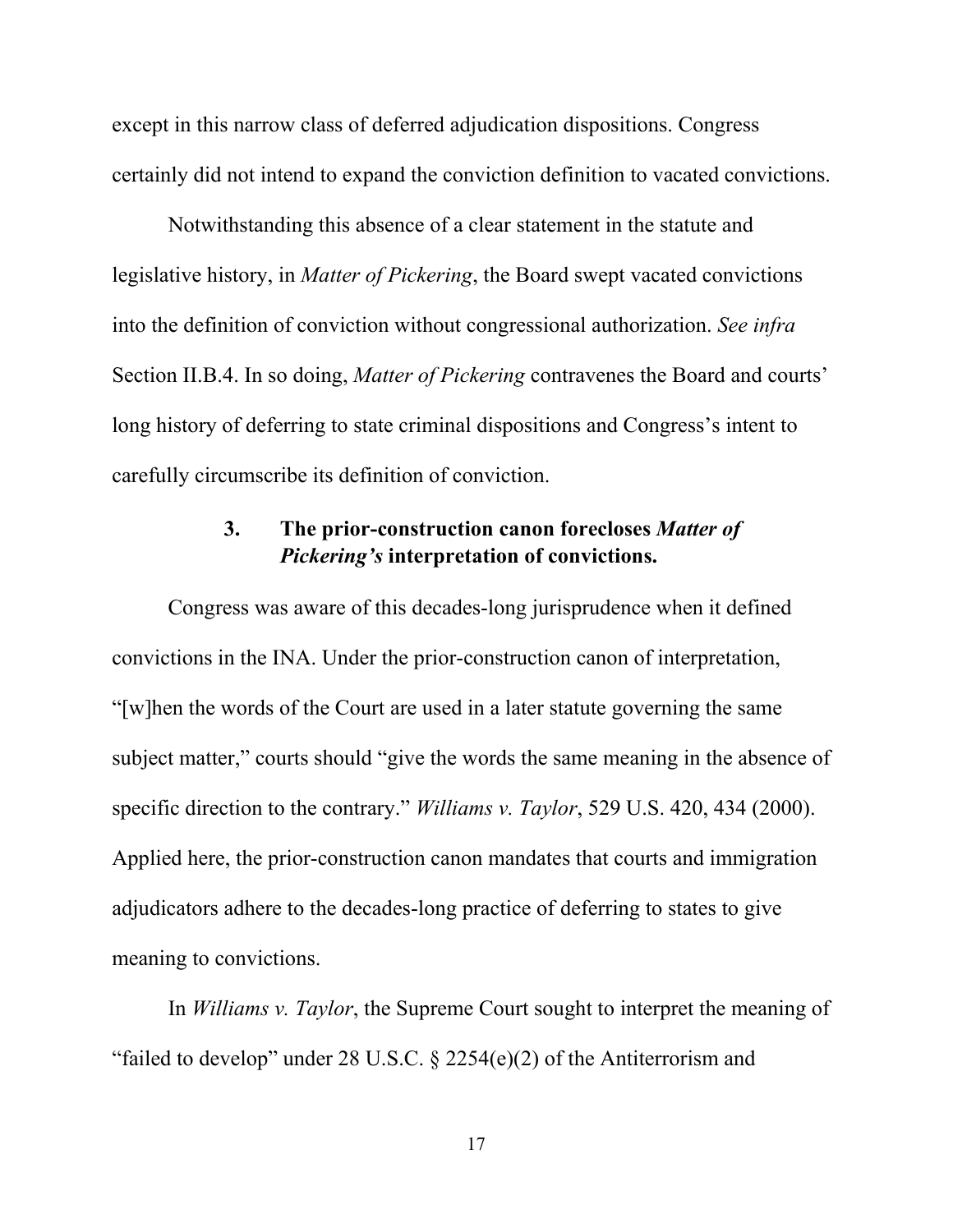except in this narrow class of deferred adjudication dispositions. Congress certainly did not intend to expand the conviction definition to vacated convictions.

Notwithstanding this absence of a clear statement in the statute and legislative history, in *Matter of Pickering*, the Board swept vacated convictions into the definition of conviction without congressional authorization. *See infra* Section II.B.4. In so doing, *Matter of Pickering* contravenes the Board and courts' long history of deferring to state criminal dispositions and Congress's intent to carefully circumscribe its definition of conviction.

### 3. The prior-construction canon forecloses *Matter of Pickering's* interpretation of convictions.

Congress was aware of this decades-long jurisprudence when it defined convictions in the INA. Under the prior-construction canon of interpretation, "[w]hen the words of the Court are used in a later statute governing the same subject matter," courts should "give the words the same meaning in the absence of specific direction to the contrary." *Williams v. Taylor*, 529 U.S. 420, 434 (2000). Applied here, the prior-construction canon mandates that courts and immigration adjudicators adhere to the decades-long practice of deferring to states to give meaning to convictions.

In *Williams v. Taylor*, the Supreme Court sought to interpret the meaning of "failed to develop" under 28 U.S.C. § 2254(e)(2) of the Antiterrorism and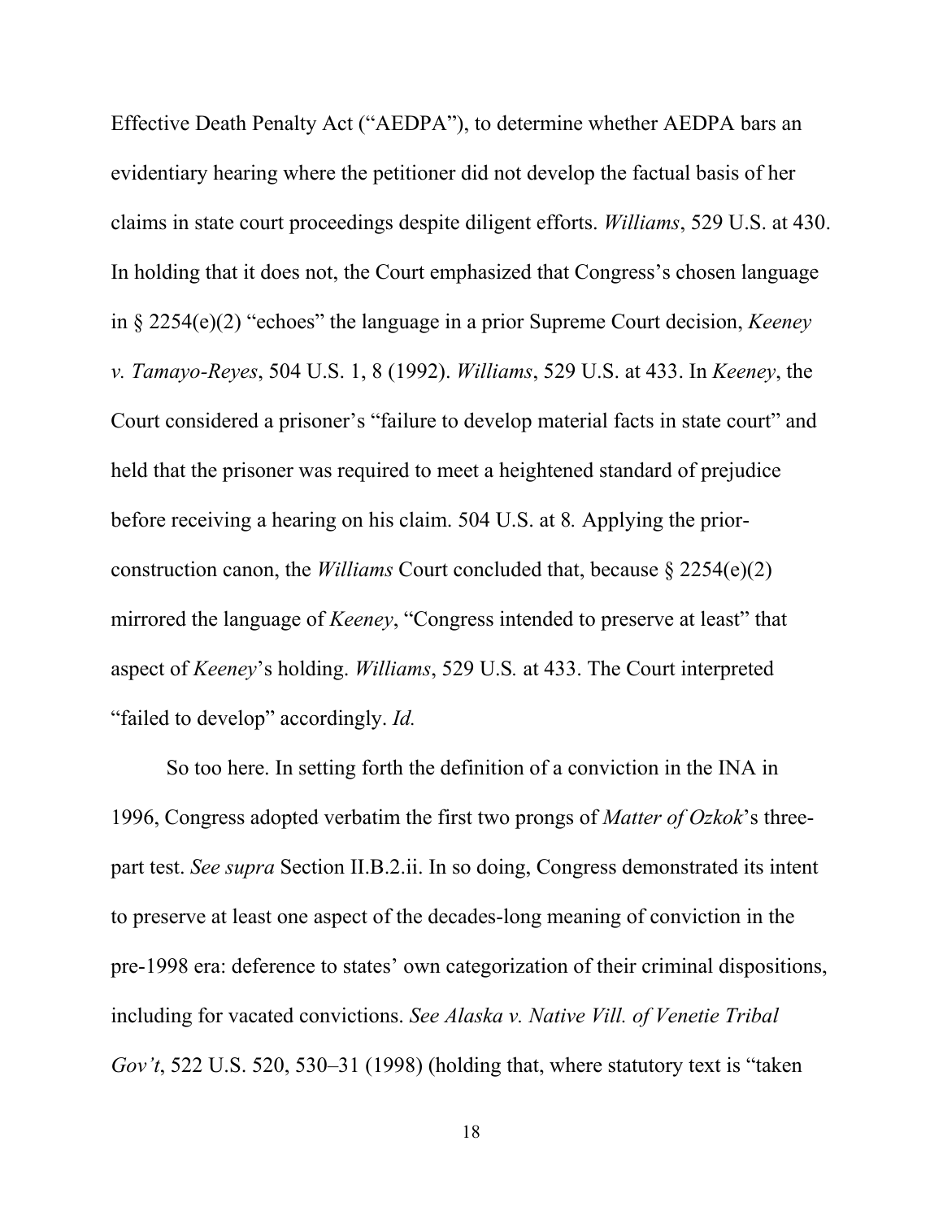Effective Death Penalty Act ("AEDPA"), to determine whether AEDPA bars an evidentiary hearing where the petitioner did not develop the factual basis of her claims in state court proceedings despite diligent efforts. *Williams*, 529 U.S. at 430. In holding that it does not, the Court emphasized that Congress's chosen language in § 2254(e)(2) "echoes" the language in a prior Supreme Court decision, *Keeney v. Tamayo-Reyes*, 504 U.S. 1, 8 (1992). *Williams*, 529 U.S. at 433. In *Keeney*, the Court considered a prisoner's "failure to develop material facts in state court" and held that the prisoner was required to meet a heightened standard of prejudice before receiving a hearing on his claim. 504 U.S. at 8. Applying the prior-construction canon, the *Williams* Court concluded that, because § 2254(e)(2) mirrored the language of *Keeney*, "Congress intended to preserve at least" that aspect of *Keeney*'s holding. *Williams*, 529 U.S. at 433. The Court interpreted "failed to develop" accordingly. *Id.*

So too here. In setting forth the definition of a conviction in the INA in 1996, Congress adopted verbatim the first two prongs of *Matter of Ozkok*'s three-part test. *See supra* Section II.B.2.ii. In so doing, Congress demonstrated its intent to preserve at least one aspect of the decades-long meaning of conviction in the pre-1998 era: deference to states' own categorization of their criminal dispositions, including for vacated convictions. *See Alaska v. Native Vill. of Venetie Tribal Gov't*, 522 U.S. 520, 530–31 (1998) (holding that, where statutory text is "taken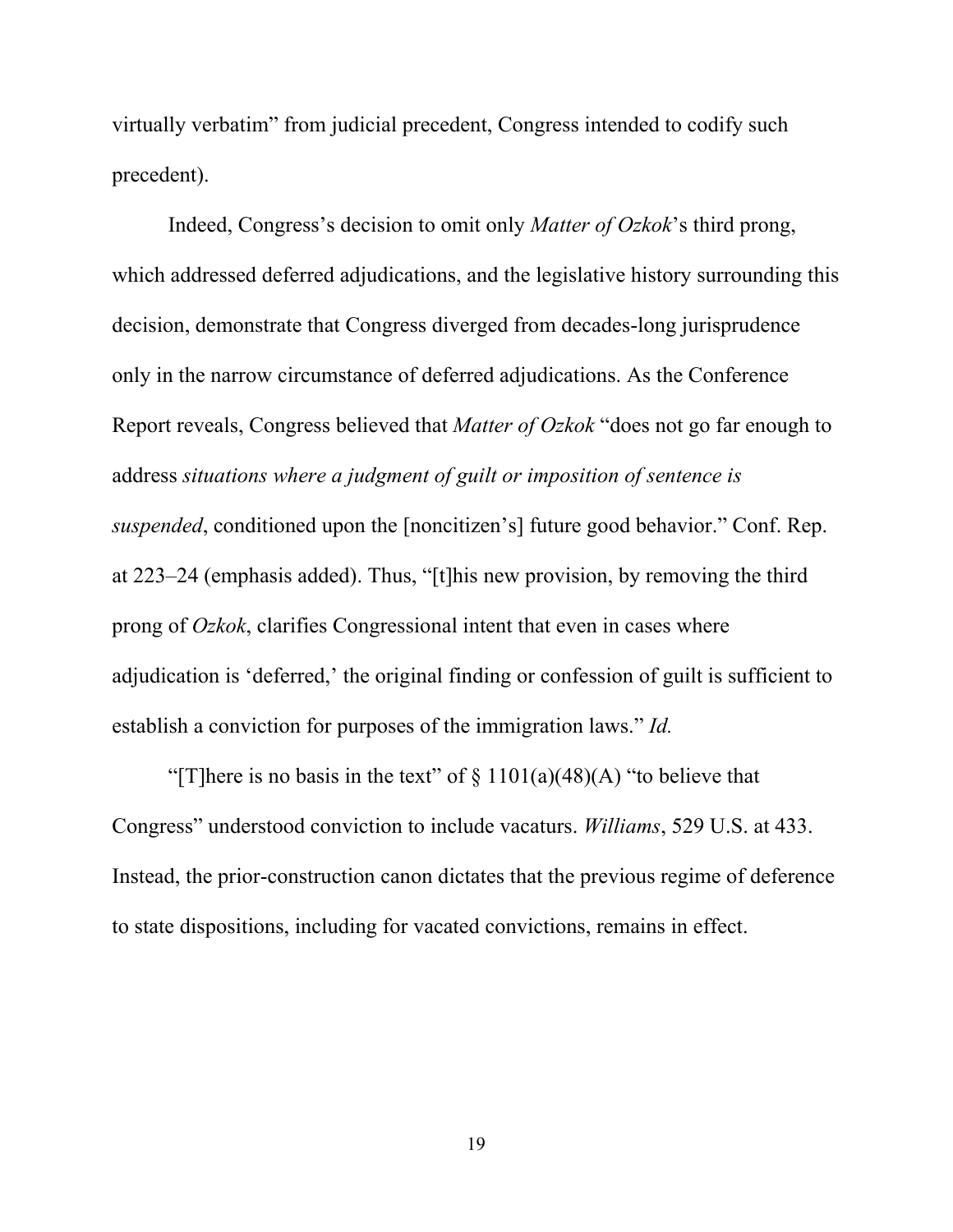virtually verbatim" from judicial precedent, Congress intended to codify such precedent).

Indeed, Congress's decision to omit only *Matter of Ozkok*'s third prong, which addressed deferred adjudications, and the legislative history surrounding this decision, demonstrate that Congress diverged from decades-long jurisprudence only in the narrow circumstance of deferred adjudications. As the Conference Report reveals, Congress believed that *Matter of Ozkok* "does not go far enough to address *situations where a judgment of guilt or imposition of sentence is suspended*, conditioned upon the [noncitizen's] future good behavior." Conf. Rep. at 223–24 (emphasis added). Thus, "[t]his new provision, by removing the third prong of *Ozkok*, clarifies Congressional intent that even in cases where adjudication is 'deferred,' the original finding or confession of guilt is sufficient to establish a conviction for purposes of the immigration laws." *Id.*

"[T]here is no basis in the text" of § 1101(a)(48)(A) "to believe that Congress" understood conviction to include vacaturs. *Williams*, 529 U.S. at 433. Instead, the prior-construction canon dictates that the previous regime of deference to state dispositions, including for vacated convictions, remains in effect.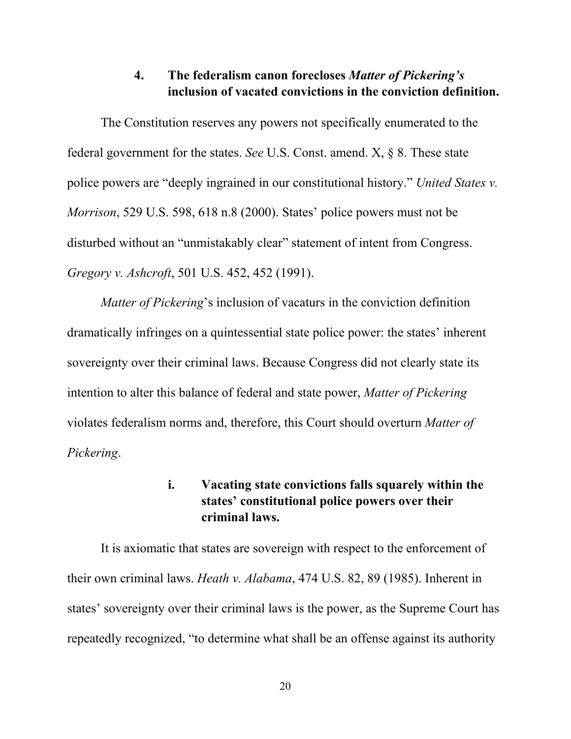#### 4. The federalism canon forecloses *Matter of Pickering's* inclusion of vacated convictions in the conviction definition.

The Constitution reserves any powers not specifically enumerated to the federal government for the states. *See* U.S. Const. amend. X, § 8. These state police powers are "deeply ingrained in our constitutional history." *United States v. Morrison*, 529 U.S. 598, 618 n.8 (2000). States' police powers must not be disturbed without an "unmistakably clear" statement of intent from Congress. *Gregory v. Ashcroft*, 501 U.S. 452, 452 (1991).

*Matter of Pickering*'s inclusion of vacaturs in the conviction definition dramatically infringes on a quintessential state police power: the states' inherent sovereignty over their criminal laws. Because Congress did not clearly state its intention to alter this balance of federal and state power, *Matter of Pickering* violates federalism norms and, therefore, this Court should overturn *Matter of Pickering*.

##### i. Vacating state convictions falls squarely within the states' constitutional police powers over their criminal laws.

It is axiomatic that states are sovereign with respect to the enforcement of their own criminal laws. *Heath v. Alabama*, 474 U.S. 82, 89 (1985). Inherent in states' sovereignty over their criminal laws is the power, as the Supreme Court has repeatedly recognized, "to determine what shall be an offense against its authority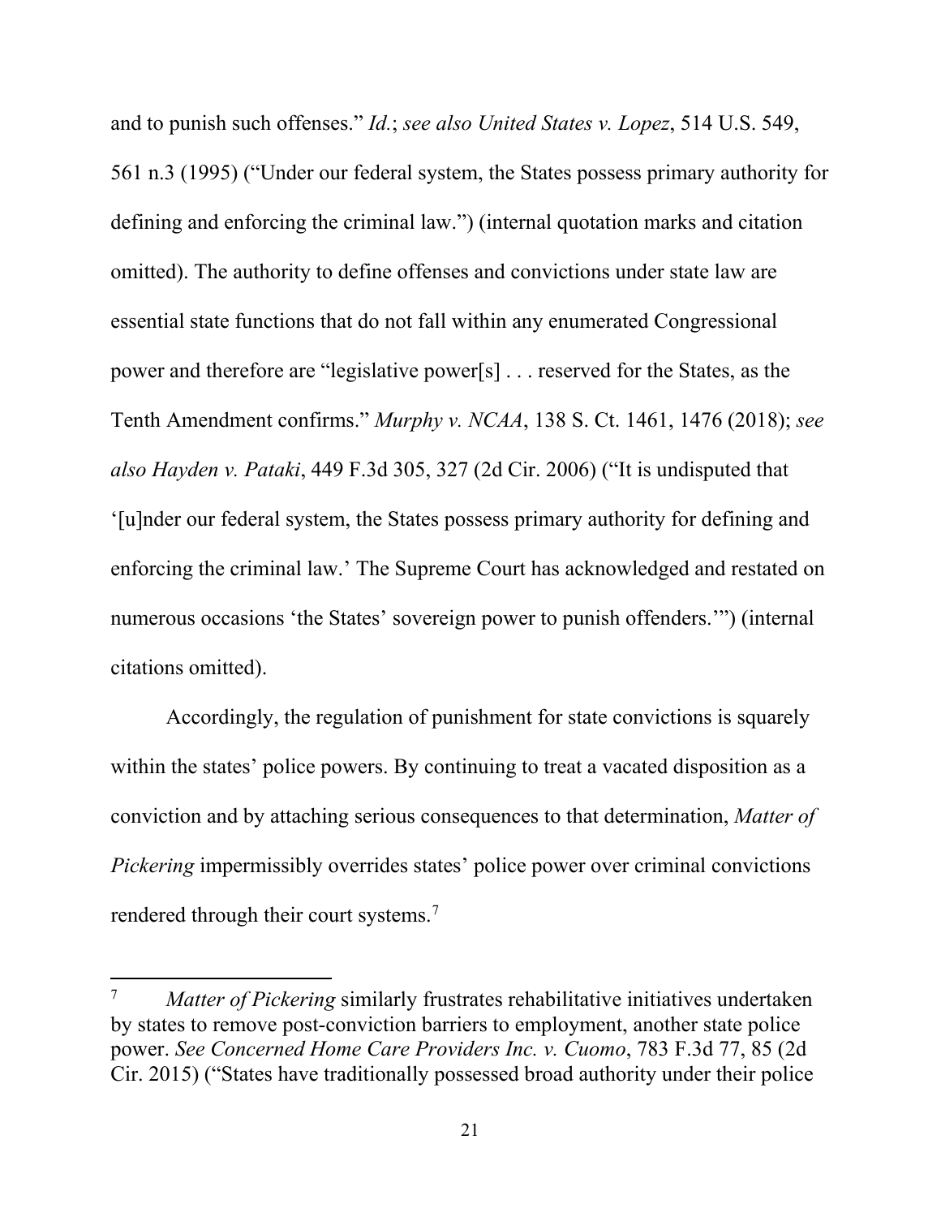and to punish such offenses." *Id.*; *see also United States v. Lopez*, 514 U.S. 549, 561 n.3 (1995) ("Under our federal system, the States possess primary authority for defining and enforcing the criminal law.") (internal quotation marks and citation omitted). The authority to define offenses and convictions under state law are essential state functions that do not fall within any enumerated Congressional power and therefore are "legislative power[s] . . . reserved for the States, as the Tenth Amendment confirms." *Murphy v. NCAA*, 138 S. Ct. 1461, 1476 (2018); *see also Hayden v. Pataki*, 449 F.3d 305, 327 (2d Cir. 2006) ("It is undisputed that '[u]nder our federal system, the States possess primary authority for defining and enforcing the criminal law.' The Supreme Court has acknowledged and restated on numerous occasions 'the States' sovereign power to punish offenders.'") (internal citations omitted).

Accordingly, the regulation of punishment for state convictions is squarely within the states' police powers. By continuing to treat a vacated disposition as a conviction and by attaching serious consequences to that determination, *Matter of Pickering* impermissibly overrides states' police power over criminal convictions rendered through their court systems.[7]

---

[7] *Matter of Pickering* similarly frustrates rehabilitative initiatives undertaken by states to remove post-conviction barriers to employment, another state police power. *See Concerned Home Care Providers Inc. v. Cuomo*, 783 F.3d 77, 85 (2d Cir. 2015) ("States have traditionally possessed broad authority under their police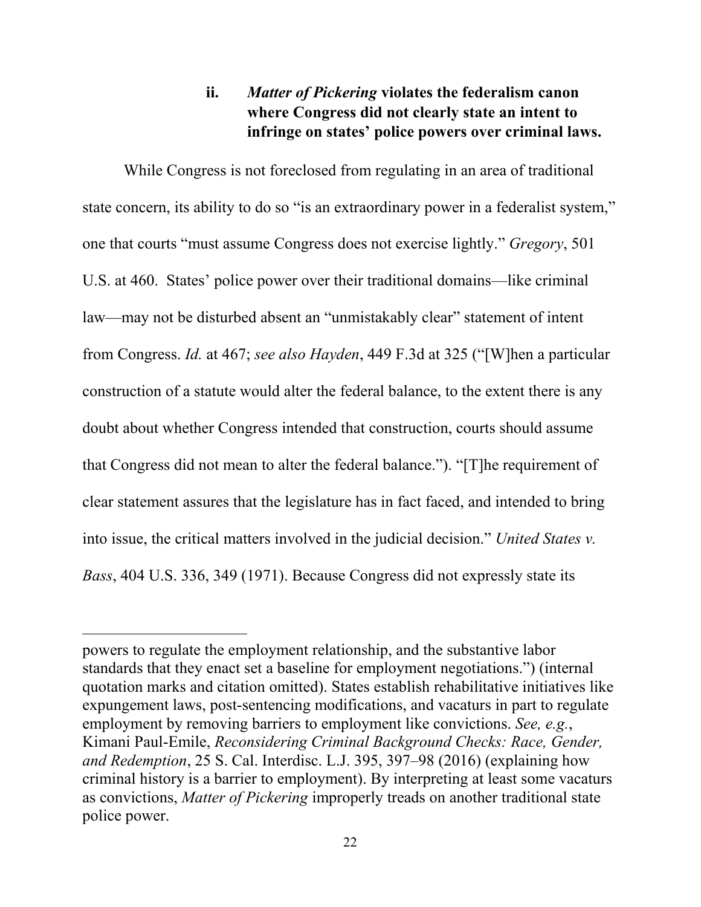### ii. *Matter of Pickering* violates the federalism canon where Congress did not clearly state an intent to infringe on states' police powers over criminal laws.

While Congress is not foreclosed from regulating in an area of traditional state concern, its ability to do so "is an extraordinary power in a federalist system," one that courts "must assume Congress does not exercise lightly." *Gregory*, 501 U.S. at 460. States' police power over their traditional domains—like criminal law—may not be disturbed absent an "unmistakably clear" statement of intent from Congress. *Id.* at 467; *see also Hayden*, 449 F.3d at 325 ("[W]hen a particular construction of a statute would alter the federal balance, to the extent there is any doubt about whether Congress intended that construction, courts should assume that Congress did not mean to alter the federal balance."). "[T]he requirement of clear statement assures that the legislature has in fact faced, and intended to bring into issue, the critical matters involved in the judicial decision." *United States v. Bass*, 404 U.S. 336, 349 (1971). Because Congress did not expressly state its

---

powers to regulate the employment relationship, and the substantive labor standards that they enact set a baseline for employment negotiations.") (internal quotation marks and citation omitted). States establish rehabilitative initiatives like expungement laws, post-sentencing modifications, and vacaturs in part to regulate employment by removing barriers to employment like convictions. *See, e.g.*, Kimani Paul-Emile, *Reconsidering Criminal Background Checks: Race, Gender, and Redemption*, 25 S. Cal. Interdisc. L.J. 395, 397–98 (2016) (explaining how criminal history is a barrier to employment). By interpreting at least some vacaturs as convictions, *Matter of Pickering* improperly treads on another traditional state police power.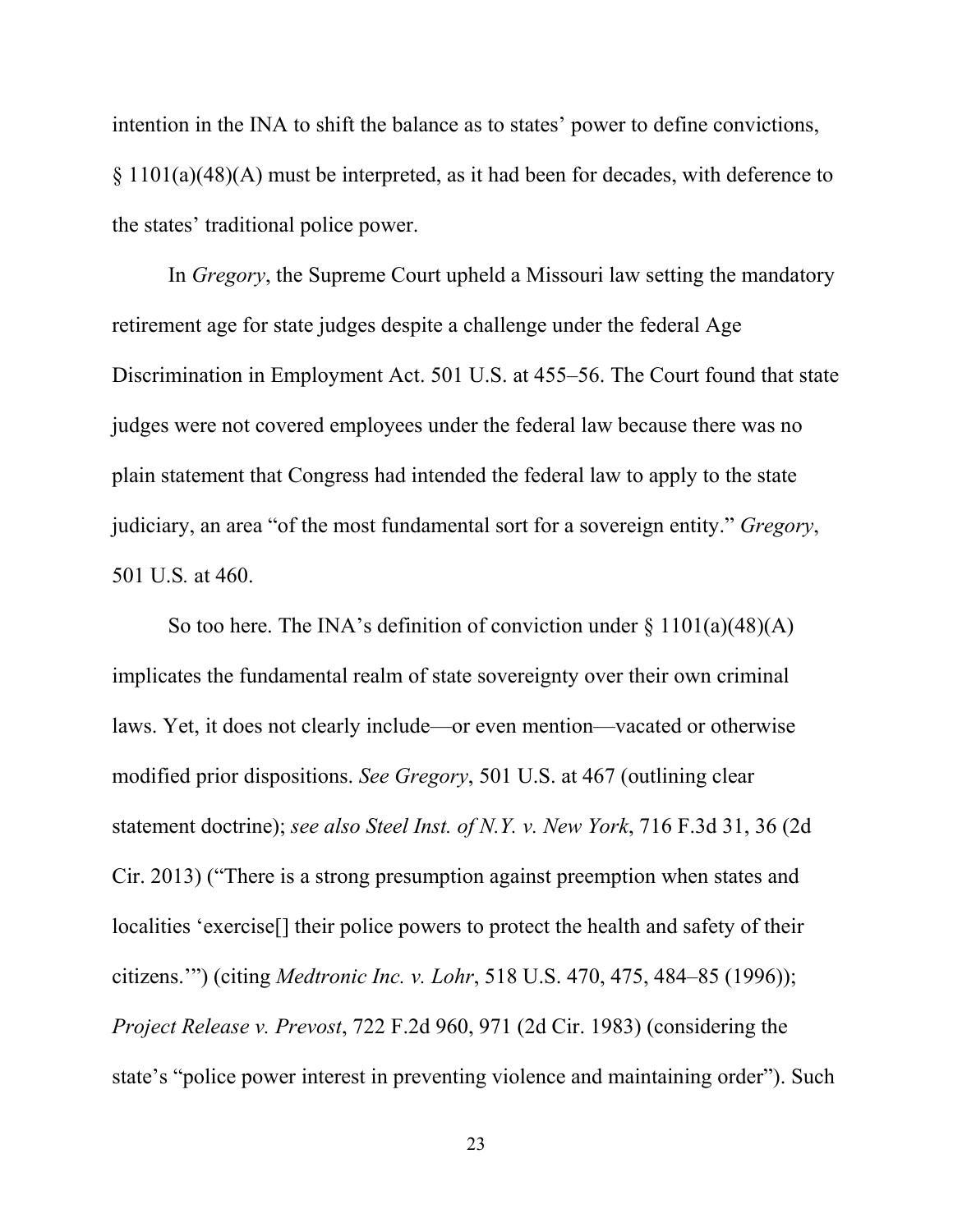intention in the INA to shift the balance as to states' power to define convictions, § 1101(a)(48)(A) must be interpreted, as it had been for decades, with deference to the states' traditional police power.

In *Gregory*, the Supreme Court upheld a Missouri law setting the mandatory retirement age for state judges despite a challenge under the federal Age Discrimination in Employment Act. 501 U.S. at 455–56. The Court found that state judges were not covered employees under the federal law because there was no plain statement that Congress had intended the federal law to apply to the state judiciary, an area "of the most fundamental sort for a sovereign entity." *Gregory*, 501 U.S. at 460.

So too here. The INA's definition of conviction under § 1101(a)(48)(A) implicates the fundamental realm of state sovereignty over their own criminal laws. Yet, it does not clearly include—or even mention—vacated or otherwise modified prior dispositions. *See Gregory*, 501 U.S. at 467 (outlining clear statement doctrine); *see also Steel Inst. of N.Y. v. New York*, 716 F.3d 31, 36 (2d Cir. 2013) ("There is a strong presumption against preemption when states and localities 'exercise[] their police powers to protect the health and safety of their citizens.'") (citing *Medtronic Inc. v. Lohr*, 518 U.S. 470, 475, 484–85 (1996)); *Project Release v. Prevost*, 722 F.2d 960, 971 (2d Cir. 1983) (considering the state's "police power interest in preventing violence and maintaining order"). Such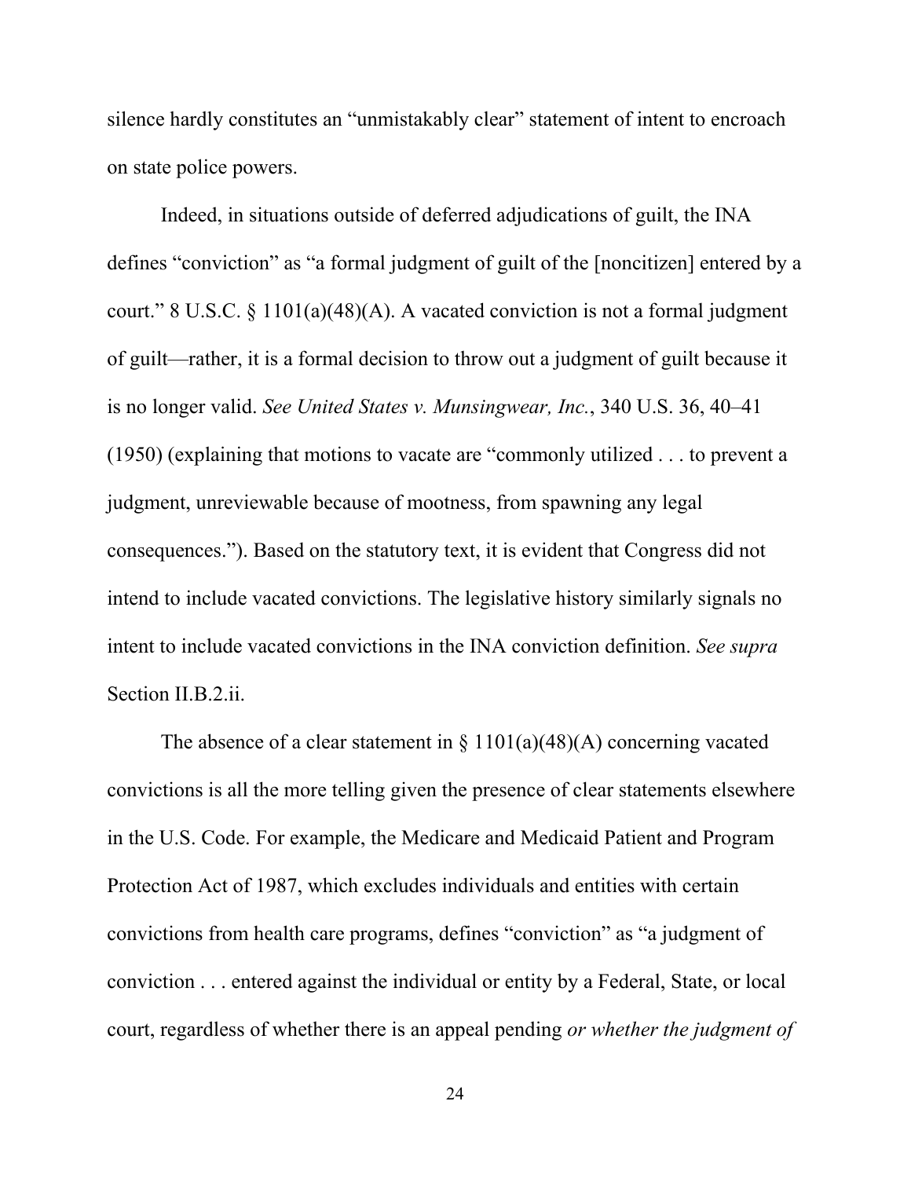silence hardly constitutes an "unmistakably clear" statement of intent to encroach on state police powers.

Indeed, in situations outside of deferred adjudications of guilt, the INA defines "conviction" as "a formal judgment of guilt of the [noncitizen] entered by a court." 8 U.S.C. § 1101(a)(48)(A). A vacated conviction is not a formal judgment of guilt—rather, it is a formal decision to throw out a judgment of guilt because it is no longer valid. *See United States v. Munsingwear, Inc.*, 340 U.S. 36, 40–41 (1950) (explaining that motions to vacate are "commonly utilized . . . to prevent a judgment, unreviewable because of mootness, from spawning any legal consequences."). Based on the statutory text, it is evident that Congress did not intend to include vacated convictions. The legislative history similarly signals no intent to include vacated convictions in the INA conviction definition. *See supra* Section II.B.2.ii.

The absence of a clear statement in § 1101(a)(48)(A) concerning vacated convictions is all the more telling given the presence of clear statements elsewhere in the U.S. Code. For example, the Medicare and Medicaid Patient and Program Protection Act of 1987, which excludes individuals and entities with certain convictions from health care programs, defines "conviction" as "a judgment of conviction . . . entered against the individual or entity by a Federal, State, or local court, regardless of whether there is an appeal pending *or whether the judgment of*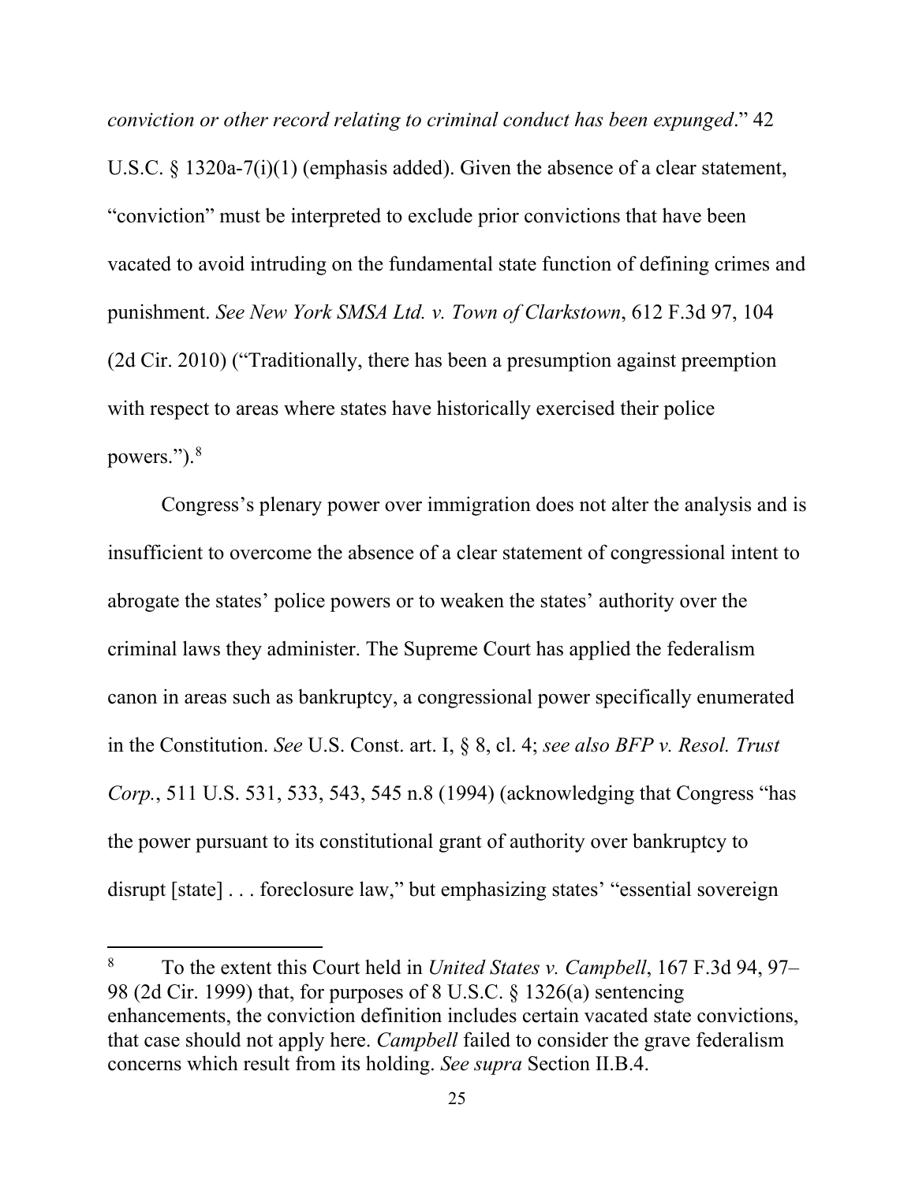*conviction or other record relating to criminal conduct has been expunged*." 42 U.S.C. § 1320a-7(i)(1) (emphasis added). Given the absence of a clear statement, "conviction" must be interpreted to exclude prior convictions that have been vacated to avoid intruding on the fundamental state function of defining crimes and punishment. *See New York SMSA Ltd. v. Town of Clarkstown*, 612 F.3d 97, 104 (2d Cir. 2010) ("Traditionally, there has been a presumption against preemption with respect to areas where states have historically exercised their police powers.").[8]

Congress's plenary power over immigration does not alter the analysis and is insufficient to overcome the absence of a clear statement of congressional intent to abrogate the states' police powers or to weaken the states' authority over the criminal laws they administer. The Supreme Court has applied the federalism canon in areas such as bankruptcy, a congressional power specifically enumerated in the Constitution. *See* U.S. Const. art. I, § 8, cl. 4; *see also BFP v. Resol. Trust Corp.*, 511 U.S. 531, 533, 543, 545 n.8 (1994) (acknowledging that Congress "has the power pursuant to its constitutional grant of authority over bankruptcy to disrupt [state] . . . foreclosure law," but emphasizing states' "essential sovereign

---

[8] To the extent this Court held in *United States v. Campbell*, 167 F.3d 94, 97–98 (2d Cir. 1999) that, for purposes of 8 U.S.C. § 1326(a) sentencing enhancements, the conviction definition includes certain vacated state convictions, that case should not apply here. *Campbell* failed to consider the grave federalism concerns which result from its holding. *See supra* Section II.B.4.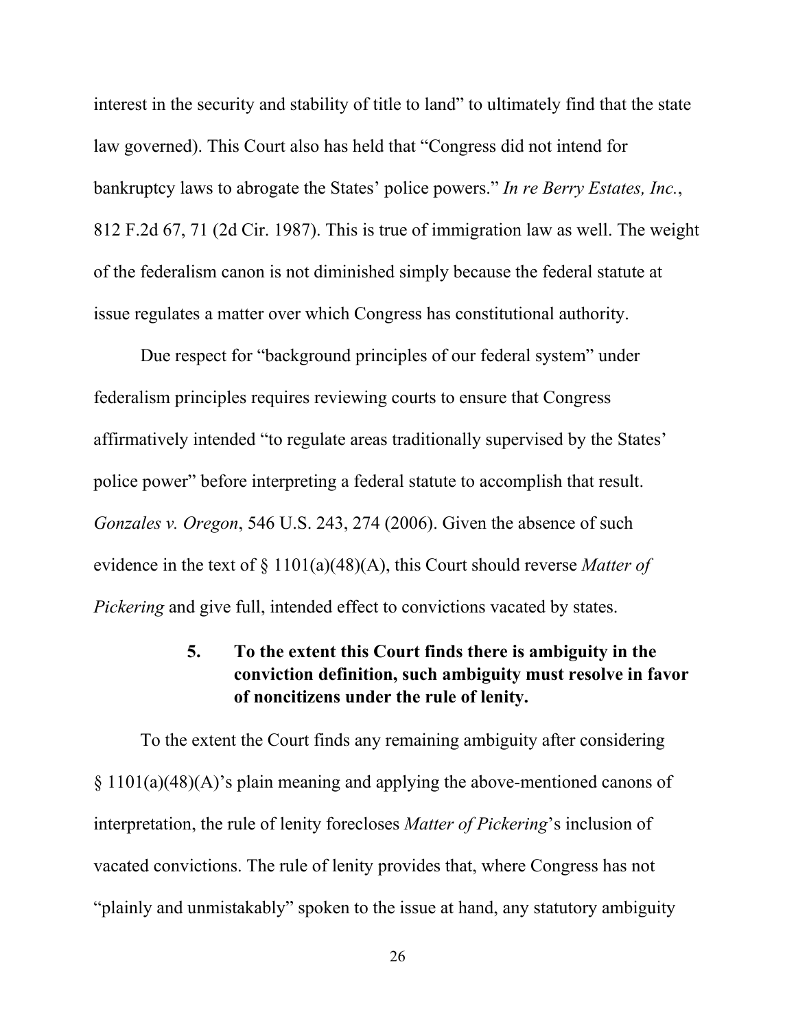interest in the security and stability of title to land" to ultimately find that the state law governed). This Court also has held that "Congress did not intend for bankruptcy laws to abrogate the States' police powers." *In re Berry Estates, Inc.*, 812 F.2d 67, 71 (2d Cir. 1987). This is true of immigration law as well. The weight of the federalism canon is not diminished simply because the federal statute at issue regulates a matter over which Congress has constitutional authority.

Due respect for "background principles of our federal system" under federalism principles requires reviewing courts to ensure that Congress affirmatively intended "to regulate areas traditionally supervised by the States' police power" before interpreting a federal statute to accomplish that result. *Gonzales v. Oregon*, 546 U.S. 243, 274 (2006). Given the absence of such evidence in the text of § 1101(a)(48)(A), this Court should reverse *Matter of Pickering* and give full, intended effect to convictions vacated by states.

#### 5. To the extent this Court finds there is ambiguity in the conviction definition, such ambiguity must resolve in favor of noncitizens under the rule of lenity.

To the extent the Court finds any remaining ambiguity after considering § 1101(a)(48)(A)'s plain meaning and applying the above-mentioned canons of interpretation, the rule of lenity forecloses *Matter of Pickering*'s inclusion of vacated convictions. The rule of lenity provides that, where Congress has not "plainly and unmistakably" spoken to the issue at hand, any statutory ambiguity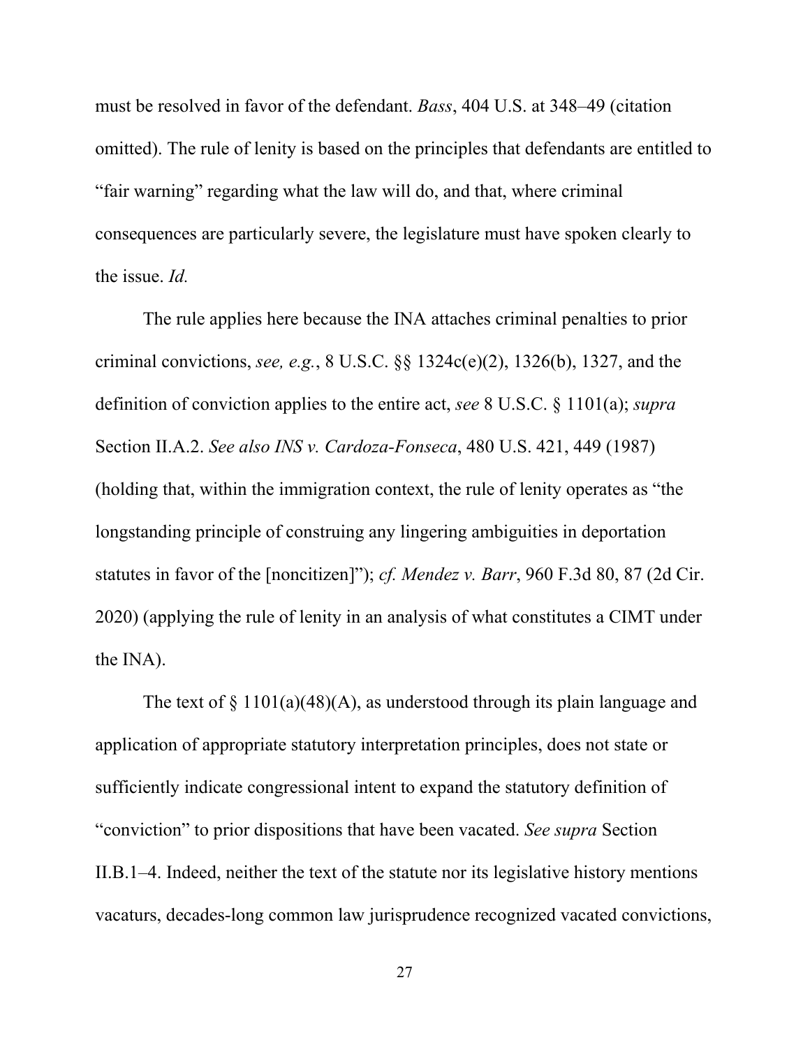must be resolved in favor of the defendant. *Bass*, 404 U.S. at 348–49 (citation omitted). The rule of lenity is based on the principles that defendants are entitled to "fair warning" regarding what the law will do, and that, where criminal consequences are particularly severe, the legislature must have spoken clearly to the issue. *Id.*

The rule applies here because the INA attaches criminal penalties to prior criminal convictions, *see, e.g.*, 8 U.S.C. §§ 1324c(e)(2), 1326(b), 1327, and the definition of conviction applies to the entire act, *see* 8 U.S.C. § 1101(a); *supra* Section II.A.2. *See also INS v. Cardoza-Fonseca*, 480 U.S. 421, 449 (1987) (holding that, within the immigration context, the rule of lenity operates as "the longstanding principle of construing any lingering ambiguities in deportation statutes in favor of the [noncitizen]"); *cf. Mendez v. Barr*, 960 F.3d 80, 87 (2d Cir. 2020) (applying the rule of lenity in an analysis of what constitutes a CIMT under the INA).

The text of § 1101(a)(48)(A), as understood through its plain language and application of appropriate statutory interpretation principles, does not state or sufficiently indicate congressional intent to expand the statutory definition of "conviction" to prior dispositions that have been vacated. *See supra* Section II.B.1–4. Indeed, neither the text of the statute nor its legislative history mentions vacaturs, decades-long common law jurisprudence recognized vacated convictions,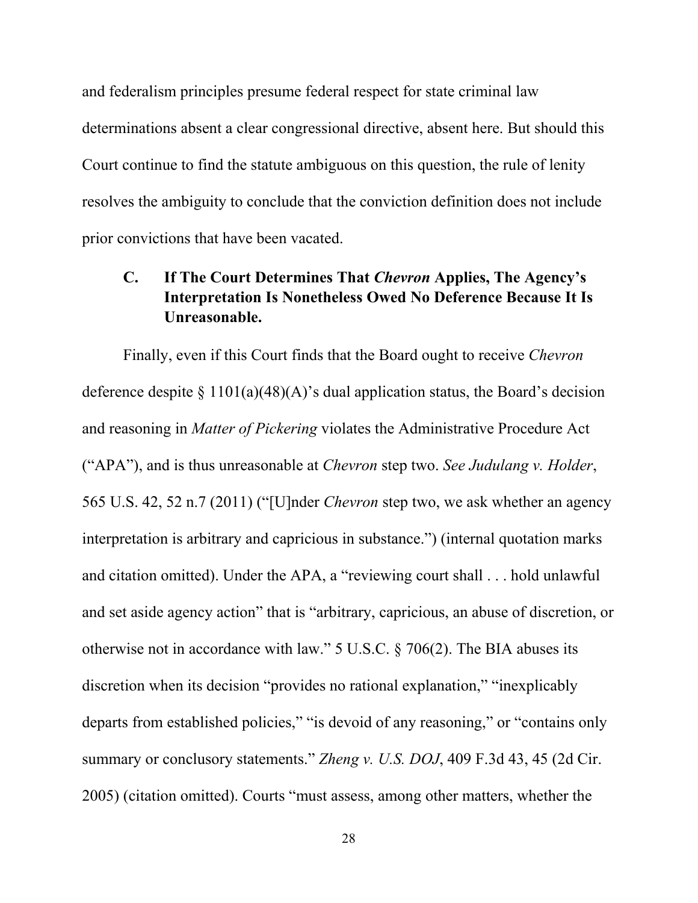and federalism principles presume federal respect for state criminal law determinations absent a clear congressional directive, absent here. But should this Court continue to find the statute ambiguous on this question, the rule of lenity resolves the ambiguity to conclude that the conviction definition does not include prior convictions that have been vacated.

### C. If The Court Determines That *Chevron* Applies, The Agency's Interpretation Is Nonetheless Owed No Deference Because It Is Unreasonable.

Finally, even if this Court finds that the Board ought to receive *Chevron* deference despite § 1101(a)(48)(A)'s dual application status, the Board's decision and reasoning in *Matter of Pickering* violates the Administrative Procedure Act ("APA"), and is thus unreasonable at *Chevron* step two. *See Judulang v. Holder*, 565 U.S. 42, 52 n.7 (2011) ("[U]nder *Chevron* step two, we ask whether an agency interpretation is arbitrary and capricious in substance.") (internal quotation marks and citation omitted). Under the APA, a "reviewing court shall . . . hold unlawful and set aside agency action" that is "arbitrary, capricious, an abuse of discretion, or otherwise not in accordance with law." 5 U.S.C. § 706(2). The BIA abuses its discretion when its decision "provides no rational explanation," "inexplicably departs from established policies," "is devoid of any reasoning," or "contains only summary or conclusory statements." *Zheng v. U.S. DOJ*, 409 F.3d 43, 45 (2d Cir. 2005) (citation omitted). Courts "must assess, among other matters, whether the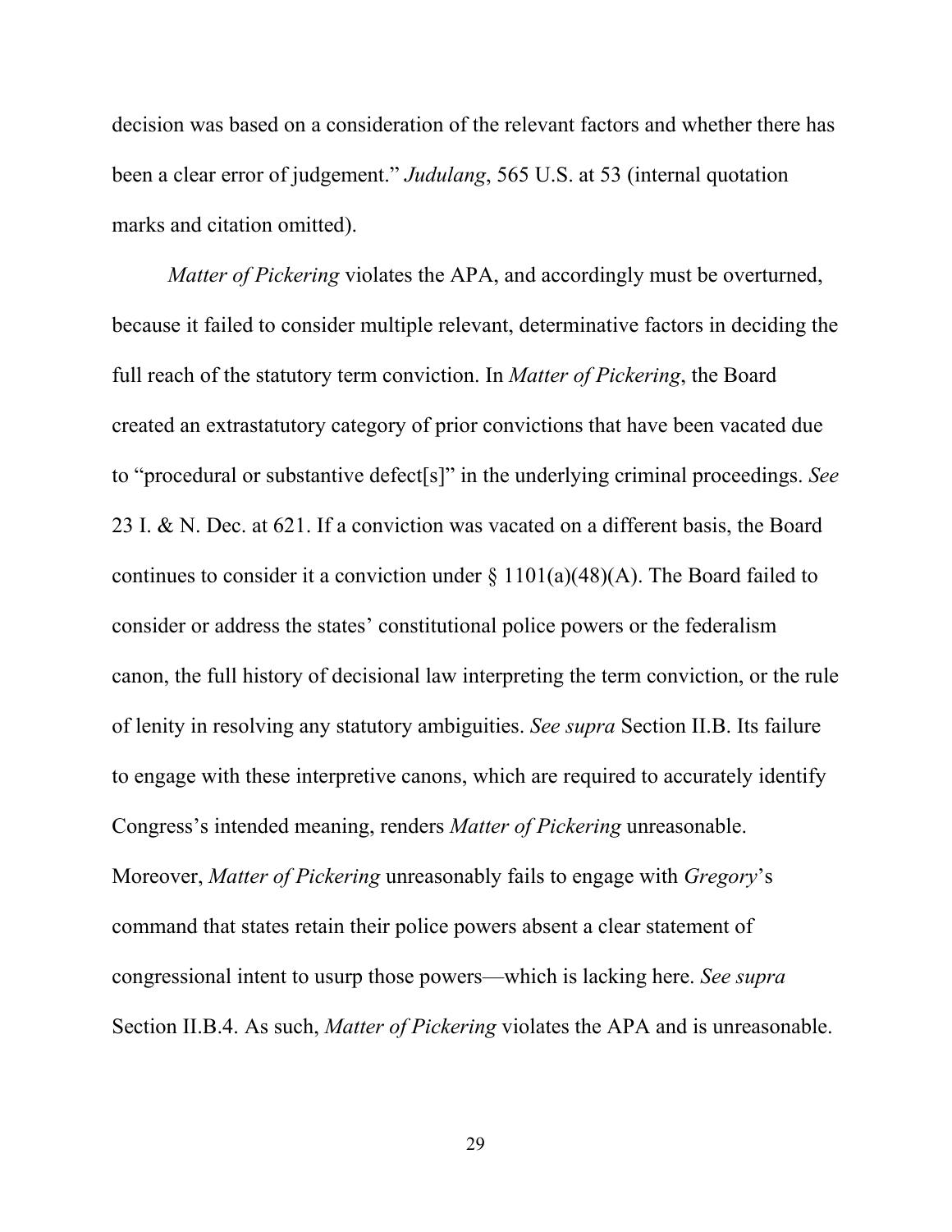decision was based on a consideration of the relevant factors and whether there has been a clear error of judgement." *Judulang*, 565 U.S. at 53 (internal quotation marks and citation omitted).

*Matter of Pickering* violates the APA, and accordingly must be overturned, because it failed to consider multiple relevant, determinative factors in deciding the full reach of the statutory term conviction. In *Matter of Pickering*, the Board created an extrastatutory category of prior convictions that have been vacated due to "procedural or substantive defect[s]" in the underlying criminal proceedings. *See* 23 I. & N. Dec. at 621. If a conviction was vacated on a different basis, the Board continues to consider it a conviction under § 1101(a)(48)(A). The Board failed to consider or address the states' constitutional police powers or the federalism canon, the full history of decisional law interpreting the term conviction, or the rule of lenity in resolving any statutory ambiguities. *See supra* Section II.B. Its failure to engage with these interpretive canons, which are required to accurately identify Congress's intended meaning, renders *Matter of Pickering* unreasonable. Moreover, *Matter of Pickering* unreasonably fails to engage with *Gregory*'s command that states retain their police powers absent a clear statement of congressional intent to usurp those powers—which is lacking here. *See supra* Section II.B.4. As such, *Matter of Pickering* violates the APA and is unreasonable.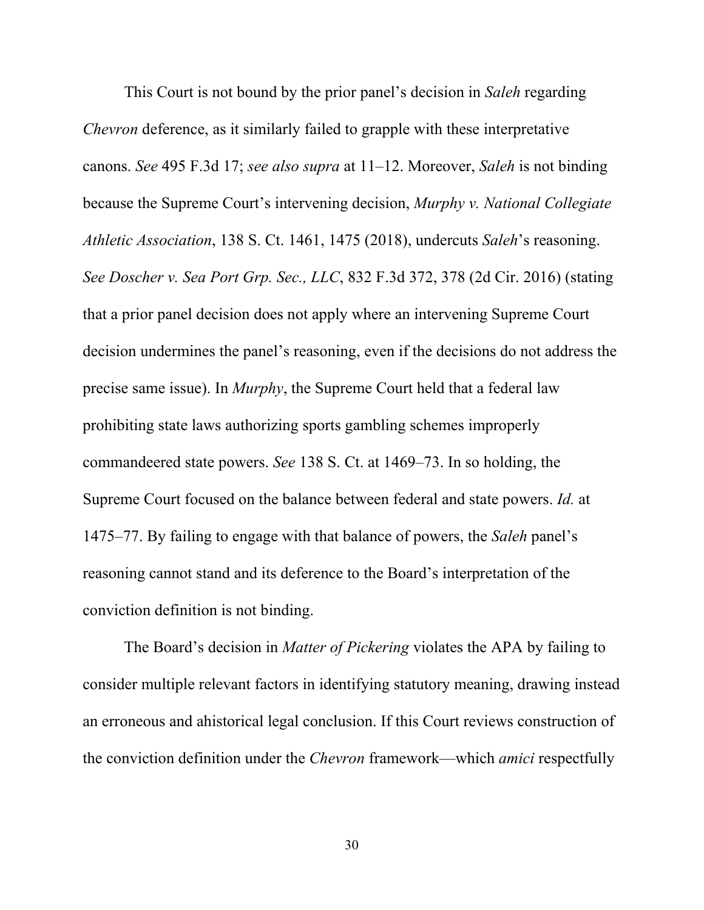This Court is not bound by the prior panel's decision in *Saleh* regarding *Chevron* deference, as it similarly failed to grapple with these interpretative canons. *See* 495 F.3d 17; *see also supra* at 11–12. Moreover, *Saleh* is not binding because the Supreme Court's intervening decision, *Murphy v. National Collegiate Athletic Association*, 138 S. Ct. 1461, 1475 (2018), undercuts *Saleh*'s reasoning. *See Doscher v. Sea Port Grp. Sec., LLC*, 832 F.3d 372, 378 (2d Cir. 2016) (stating that a prior panel decision does not apply where an intervening Supreme Court decision undermines the panel's reasoning, even if the decisions do not address the precise same issue). In *Murphy*, the Supreme Court held that a federal law prohibiting state laws authorizing sports gambling schemes improperly commandeered state powers. *See* 138 S. Ct. at 1469–73. In so holding, the Supreme Court focused on the balance between federal and state powers. *Id.* at 1475–77. By failing to engage with that balance of powers, the *Saleh* panel's reasoning cannot stand and its deference to the Board's interpretation of the conviction definition is not binding.

The Board's decision in *Matter of Pickering* violates the APA by failing to consider multiple relevant factors in identifying statutory meaning, drawing instead an erroneous and ahistorical legal conclusion. If this Court reviews construction of the conviction definition under the *Chevron* framework—which *amici* respectfully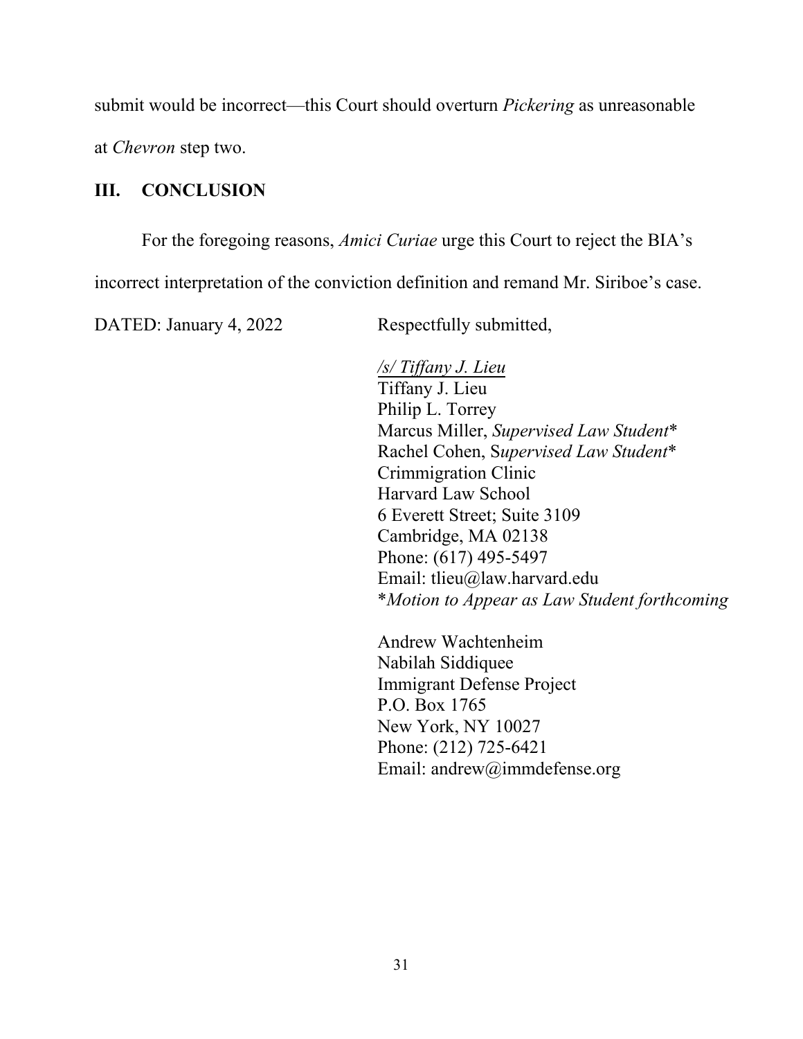submit would be incorrect—this Court should overturn *Pickering* as unreasonable at *Chevron* step two.

## III. CONCLUSION

For the foregoing reasons, *Amici Curiae* urge this Court to reject the BIA's incorrect interpretation of the conviction definition and remand Mr. Siriboe's case.

DATED: January 4, 2022

Respectfully submitted,

*/s/ Tiffany J. Lieu*
Tiffany J. Lieu
Philip L. Torrey
Marcus Miller, *Supervised Law Student\**
Rachel Cohen, S*upervised Law Student\**
Crimmigration Clinic
Harvard Law School
6 Everett Street; Suite 3109
Cambridge, MA 02138
Phone: (617) 495-5497
Email: tlieu@law.harvard.edu
\**Motion to Appear as Law Student forthcoming*

Andrew Wachtenheim
Nabilah Siddiquee
Immigrant Defense Project
P.O. Box 1765
New York, NY 10027
Phone: (212) 725-6421
Email: andrew@immdefense.org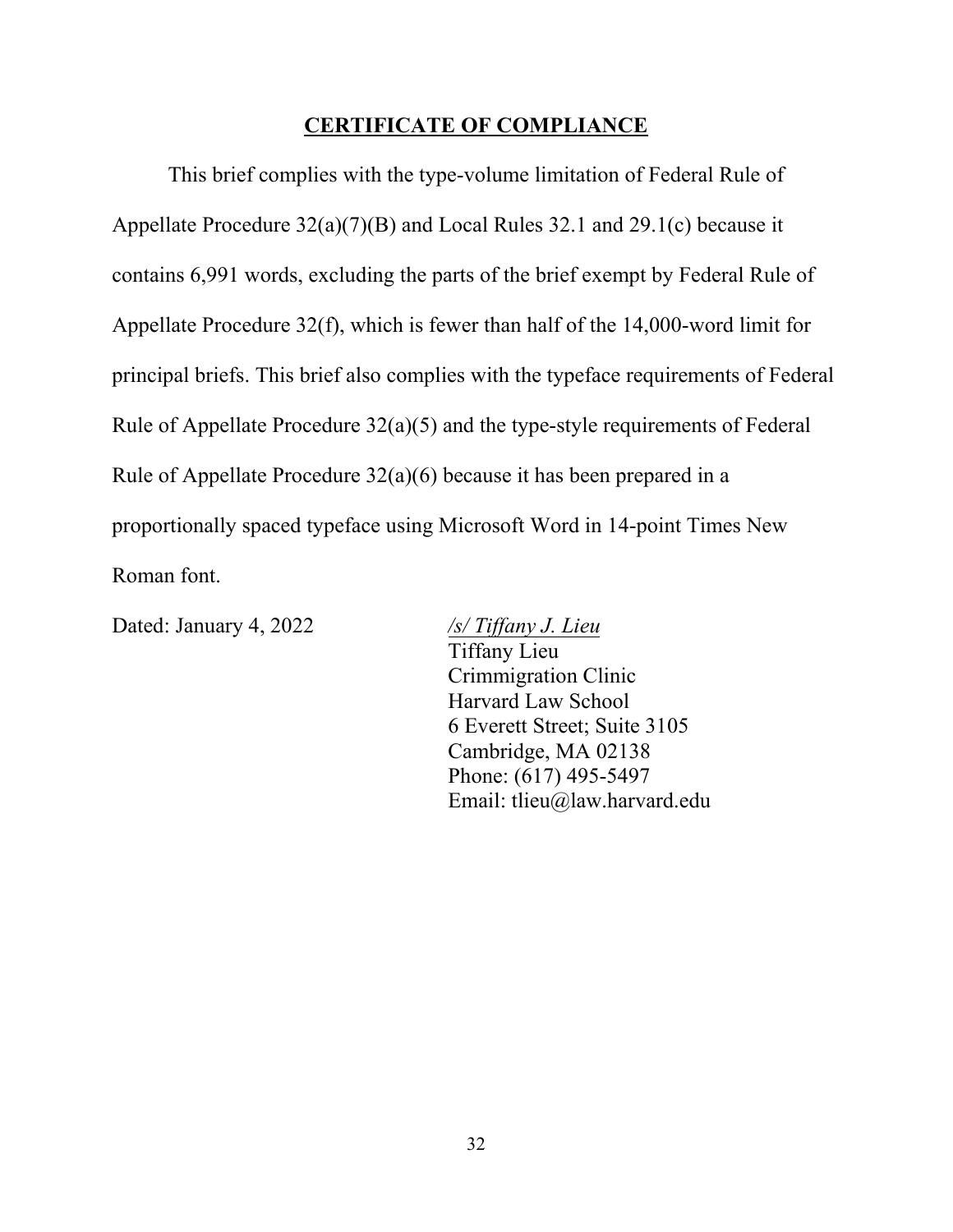## CERTIFICATE OF COMPLIANCE

This brief complies with the type-volume limitation of Federal Rule of Appellate Procedure 32(a)(7)(B) and Local Rules 32.1 and 29.1(c) because it contains 6,991 words, excluding the parts of the brief exempt by Federal Rule of Appellate Procedure 32(f), which is fewer than half of the 14,000-word limit for principal briefs. This brief also complies with the typeface requirements of Federal Rule of Appellate Procedure 32(a)(5) and the type-style requirements of Federal Rule of Appellate Procedure 32(a)(6) because it has been prepared in a proportionally spaced typeface using Microsoft Word in 14-point Times New Roman font.

Dated: January 4, 2022

*/s/ Tiffany J. Lieu*
Tiffany Lieu
Crimmigration Clinic
Harvard Law School
6 Everett Street; Suite 3105
Cambridge, MA 02138
Phone: (617) 495-5497
Email: tlieu@law.harvard.edu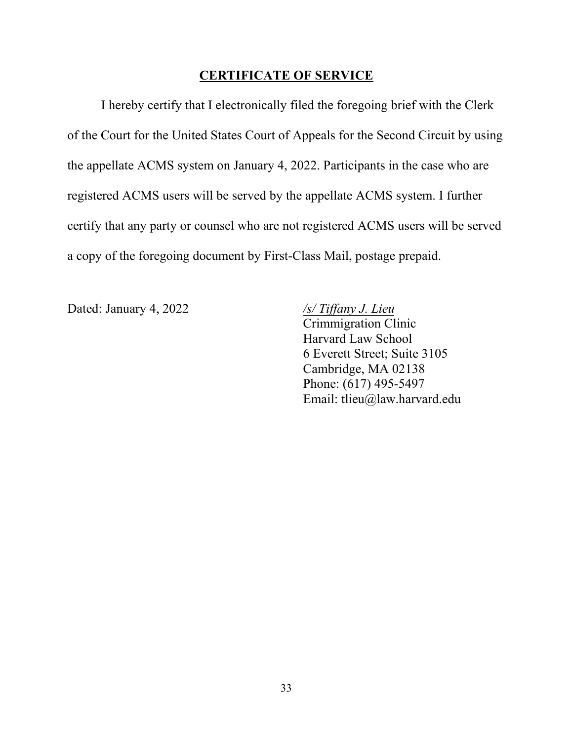## CERTIFICATE OF SERVICE

I hereby certify that I electronically filed the foregoing brief with the Clerk of the Court for the United States Court of Appeals for the Second Circuit by using the appellate ACMS system on January 4, 2022. Participants in the case who are registered ACMS users will be served by the appellate ACMS system. I further certify that any party or counsel who are not registered ACMS users will be served a copy of the foregoing document by First-Class Mail, postage prepaid.

Dated: January 4, 2022

*/s/ Tiffany J. Lieu*
Crimmigration Clinic
Harvard Law School
6 Everett Street; Suite 3105
Cambridge, MA 02138
Phone: (617) 495-5497
Email: tlieu@law.harvard.edu